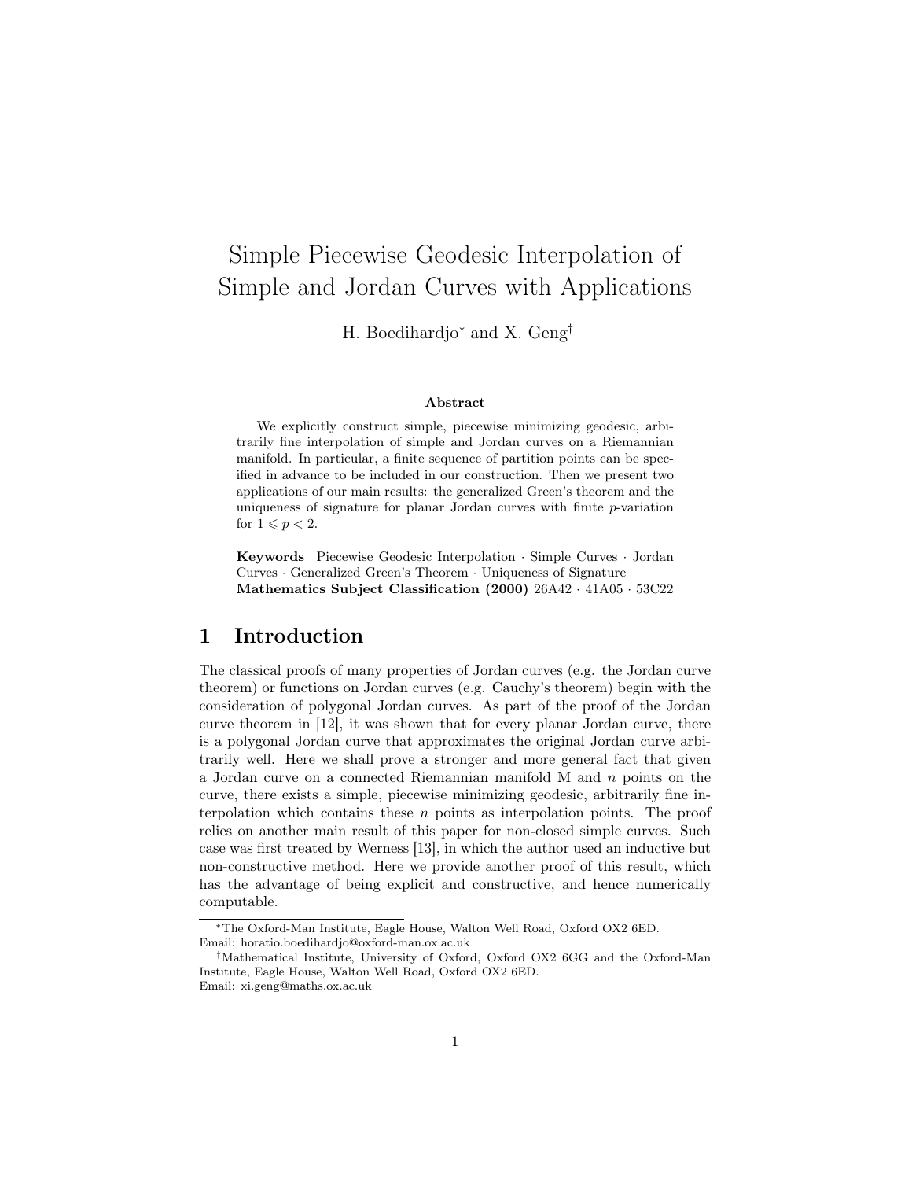# Simple Piecewise Geodesic Interpolation of Simple and Jordan Curves with Applications

H. Boedihardjo* and X. Geng†

### Abstract

We explicitly construct simple, piecewise minimizing geodesic, arbitrarily fine interpolation of simple and Jordan curves on a Riemannian manifold. In particular, a finite sequence of partition points can be specified in advance to be included in our construction. Then we present two applications of our main results: the generalized Green's theorem and the uniqueness of signature for planar Jordan curves with finite $p$-variation for $1 \leqslant p < 2$.

**Keywords** Piecewise Geodesic Interpolation · Simple Curves · Jordan Curves · Generalized Green's Theorem · Uniqueness of Signature
**Mathematics Subject Classification (2000)** 26A42 · 41A05 · 53C22

## 1 Introduction

The classical proofs of many properties of Jordan curves (e.g. the Jordan curve theorem) or functions on Jordan curves (e.g. Cauchy's theorem) begin with the consideration of polygonal Jordan curves. As part of the proof of the Jordan curve theorem in [12], it was shown that for every planar Jordan curve, there is a polygonal Jordan curve that approximates the original Jordan curve arbitrarily well. Here we shall prove a stronger and more general fact that given a Jordan curve on a connected Riemannian manifold M and $n$ points on the curve, there exists a simple, piecewise minimizing geodesic, arbitrarily fine interpolation which contains these $n$ points as interpolation points. The proof relies on another main result of this paper for non-closed simple curves. Such case was first treated by Werness [13], in which the author used an inductive but non-constructive method. Here we provide another proof of this result, which has the advantage of being explicit and constructive, and hence numerically computable.

*The Oxford-Man Institute, Eagle House, Walton Well Road, Oxford OX2 6ED. Email: horatio.boedihardjo@oxford-man.ox.ac.uk

†Mathematical Institute, University of Oxford, Oxford OX2 6GG and the Oxford-Man Institute, Eagle House, Walton Well Road, Oxford OX2 6ED. Email: xi.geng@maths.ox.ac.uk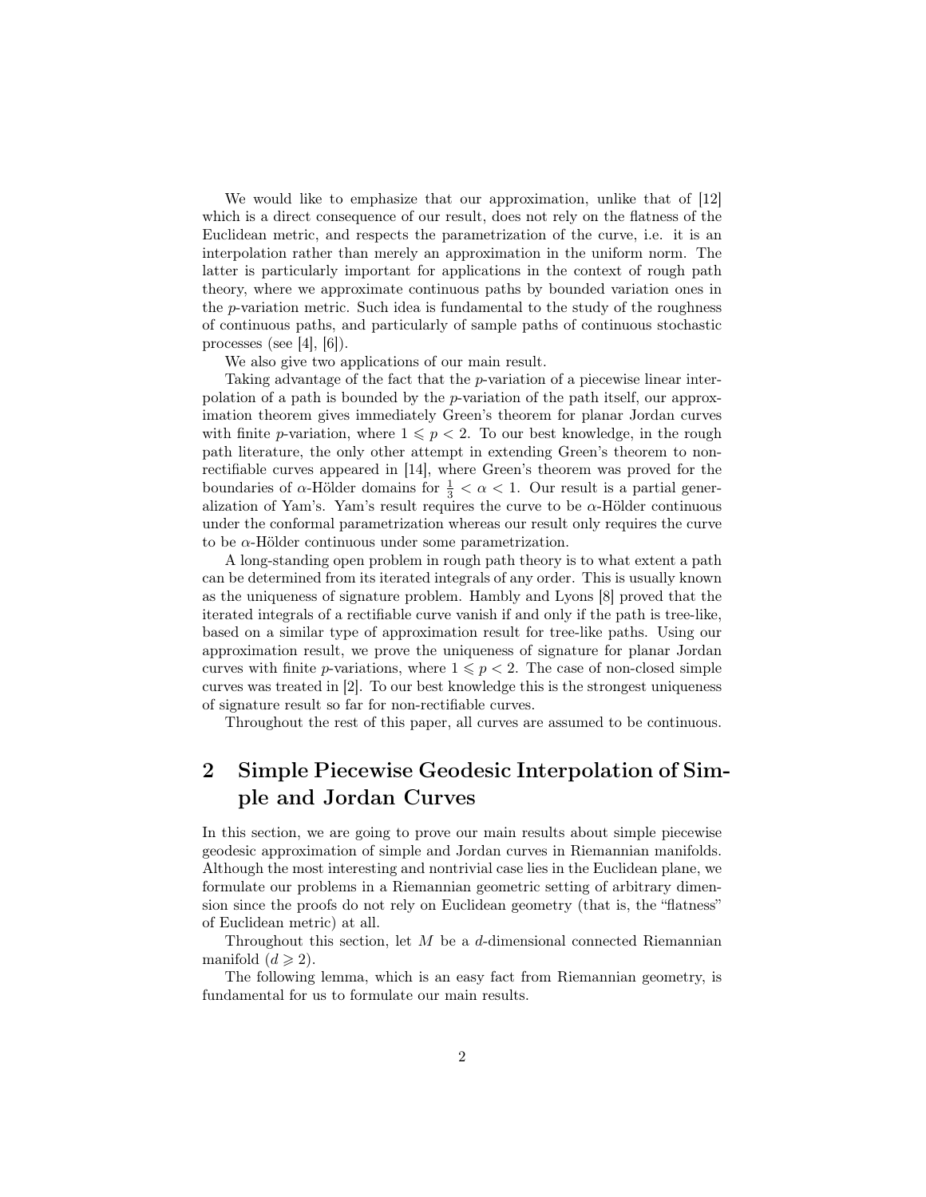We would like to emphasize that our approximation, unlike that of [12] which is a direct consequence of our result, does not rely on the flatness of the Euclidean metric, and respects the parametrization of the curve, i.e. it is an interpolation rather than merely an approximation in the uniform norm. The latter is particularly important for applications in the context of rough path theory, where we approximate continuous paths by bounded variation ones in the $p$-variation metric. Such idea is fundamental to the study of the roughness of continuous paths, and particularly of sample paths of continuous stochastic processes (see [4], [6]).

We also give two applications of our main result.

Taking advantage of the fact that the $p$-variation of a piecewise linear interpolation of a path is bounded by the $p$-variation of the path itself, our approximation theorem gives immediately Green's theorem for planar Jordan curves with finite $p$-variation, where $1 \leqslant p < 2$. To our best knowledge, in the rough path literature, the only other attempt in extending Green's theorem to non-rectifiable curves appeared in [14], where Green's theorem was proved for the boundaries of $\alpha$-Hölder domains for $\frac{1}{3} < \alpha < 1$. Our result is a partial generalization of Yam's. Yam's result requires the curve to be $\alpha$-Hölder continuous under the conformal parametrization whereas our result only requires the curve to be $\alpha$-Hölder continuous under some parametrization.

A long-standing open problem in rough path theory is to what extent a path can be determined from its iterated integrals of any order. This is usually known as the uniqueness of signature problem. Hambly and Lyons [8] proved that the iterated integrals of a rectifiable curve vanish if and only if the path is tree-like, based on a similar type of approximation result for tree-like paths. Using our approximation result, we prove the uniqueness of signature for planar Jordan curves with finite $p$-variations, where $1 \leqslant p < 2$. The case of non-closed simple curves was treated in [2]. To our best knowledge this is the strongest uniqueness of signature result so far for non-rectifiable curves.

Throughout the rest of this paper, all curves are assumed to be continuous.

## 2 Simple Piecewise Geodesic Interpolation of Simple and Jordan Curves

In this section, we are going to prove our main results about simple piecewise geodesic approximation of simple and Jordan curves in Riemannian manifolds. Although the most interesting and nontrivial case lies in the Euclidean plane, we formulate our problems in a Riemannian geometric setting of arbitrary dimension since the proofs do not rely on Euclidean geometry (that is, the "flatness" of Euclidean metric) at all.

Throughout this section, let $M$ be a $d$-dimensional connected Riemannian manifold ($d \geqslant 2$).

The following lemma, which is an easy fact from Riemannian geometry, is fundamental for us to formulate our main results.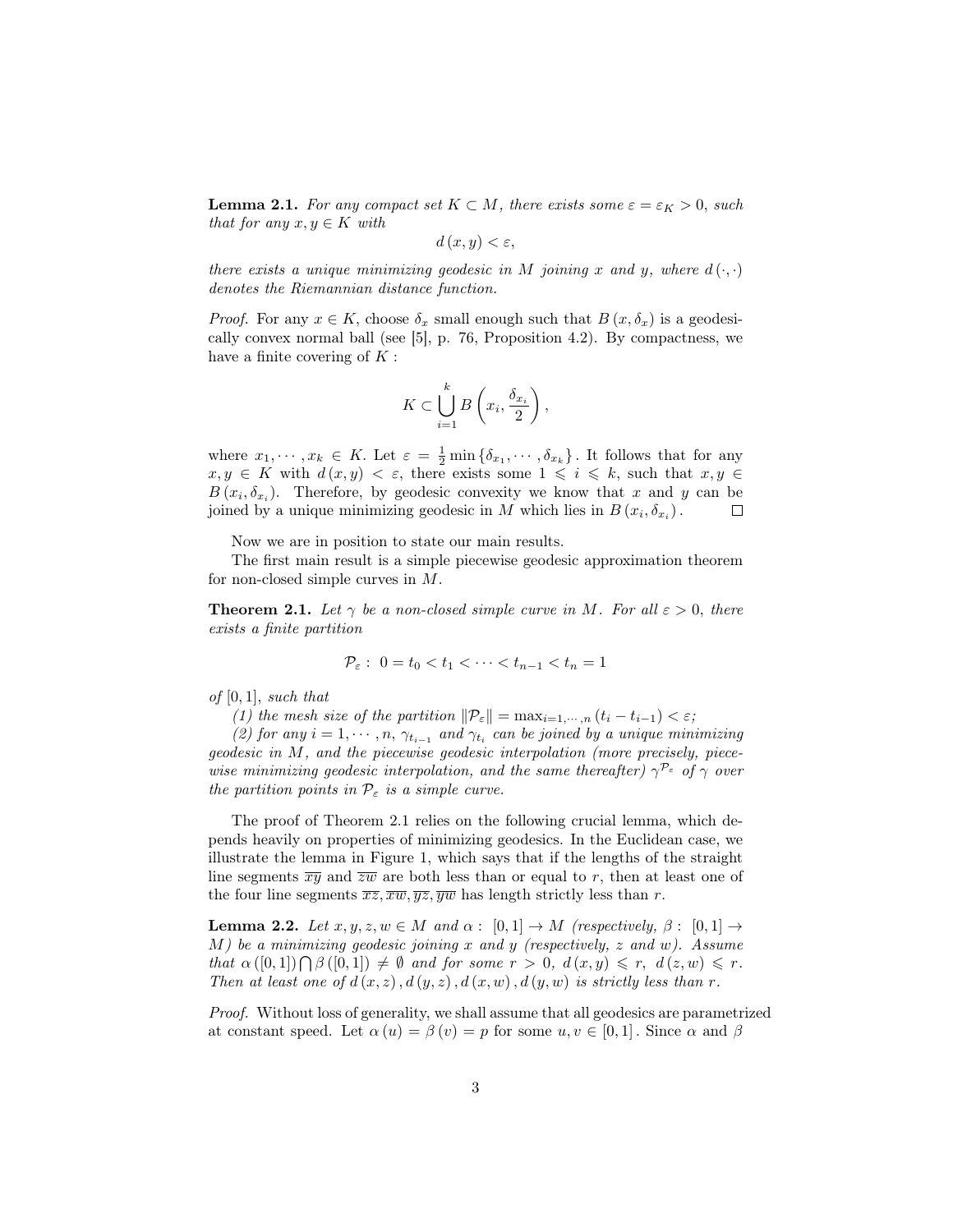**Lemma 2.1.** *For any compact set $K \subset M$, there exists some $\varepsilon = \varepsilon_K > 0$, such that for any $x, y \in K$ with*

$$d(x, y) < \varepsilon,$$

*there exists a unique minimizing geodesic in $M$ joining $x$ and $y$, where $d(\cdot, \cdot)$ denotes the Riemannian distance function.*

*Proof.* For any $x \in K$, choose $\delta_x$ small enough such that $B(x, \delta_x)$ is a geodesically convex normal ball (see [5], p. 76, Proposition 4.2). By compactness, we have a finite covering of $K$ :

$$K \subset \bigcup_{i=1}^{k} B\left(x_i, \frac{\delta_{x_i}}{2}\right),$$

where $x_1, \cdots, x_k \in K$. Let $\varepsilon = \frac{1}{2}\min\{\delta_{x_1}, \cdots, \delta_{x_k}\}$. It follows that for any $x, y \in K$ with $d(x, y) < \varepsilon$, there exists some $1 \leqslant i \leqslant k$, such that $x, y \in B(x_i, \delta_{x_i})$. Therefore, by geodesic convexity we know that $x$ and $y$ can be joined by a unique minimizing geodesic in $M$ which lies in $B(x_i, \delta_{x_i})$. $\square$

Now we are in position to state our main results.

The first main result is a simple piecewise geodesic approximation theorem for non-closed simple curves in $M$.

**Theorem 2.1.** *Let $\gamma$ be a non-closed simple curve in $M$. For all $\varepsilon > 0$, there exists a finite partition*

$$\mathcal{P}_\varepsilon : \ 0 = t_0 < t_1 < \cdots < t_{n-1} < t_n = 1$$

*of $[0, 1]$, such that*

*(1) the mesh size of the partition $\|\mathcal{P}_\varepsilon\| = \max_{i=1,\cdots,n}(t_i - t_{i-1}) < \varepsilon$;*

*(2) for any $i = 1, \cdots, n$, $\gamma_{t_{i-1}}$ and $\gamma_{t_i}$ can be joined by a unique minimizing geodesic in $M$, and the piecewise geodesic interpolation (more precisely, piecewise minimizing geodesic interpolation, and the same thereafter) $\gamma^{\mathcal{P}_\varepsilon}$ of $\gamma$ over the partition points in $\mathcal{P}_\varepsilon$ is a simple curve.*

The proof of Theorem 2.1 relies on the following crucial lemma, which depends heavily on properties of minimizing geodesics. In the Euclidean case, we illustrate the lemma in Figure 1, which says that if the lengths of the straight line segments $\overline{xy}$ and $\overline{zw}$ are both less than or equal to $r$, then at least one of the four line segments $\overline{xz}, \overline{xw}, \overline{yz}, \overline{yw}$ has length strictly less than $r$.

**Lemma 2.2.** *Let $x, y, z, w \in M$ and $\alpha : [0, 1] \to M$ (respectively, $\beta : [0, 1] \to M$) be a minimizing geodesic joining $x$ and $y$ (respectively, $z$ and $w$). Assume that $\alpha([0, 1]) \bigcap \beta([0, 1]) \neq \emptyset$ and for some $r > 0$, $d(x, y) \leqslant r$, $d(z, w) \leqslant r$. Then at least one of $d(x, z), d(y, z), d(x, w), d(y, w)$ is strictly less than $r$.*

*Proof.* Without loss of generality, we shall assume that all geodesics are parametrized at constant speed. Let $\alpha(u) = \beta(v) = p$ for some $u, v \in [0, 1]$. Since $\alpha$ and $\beta$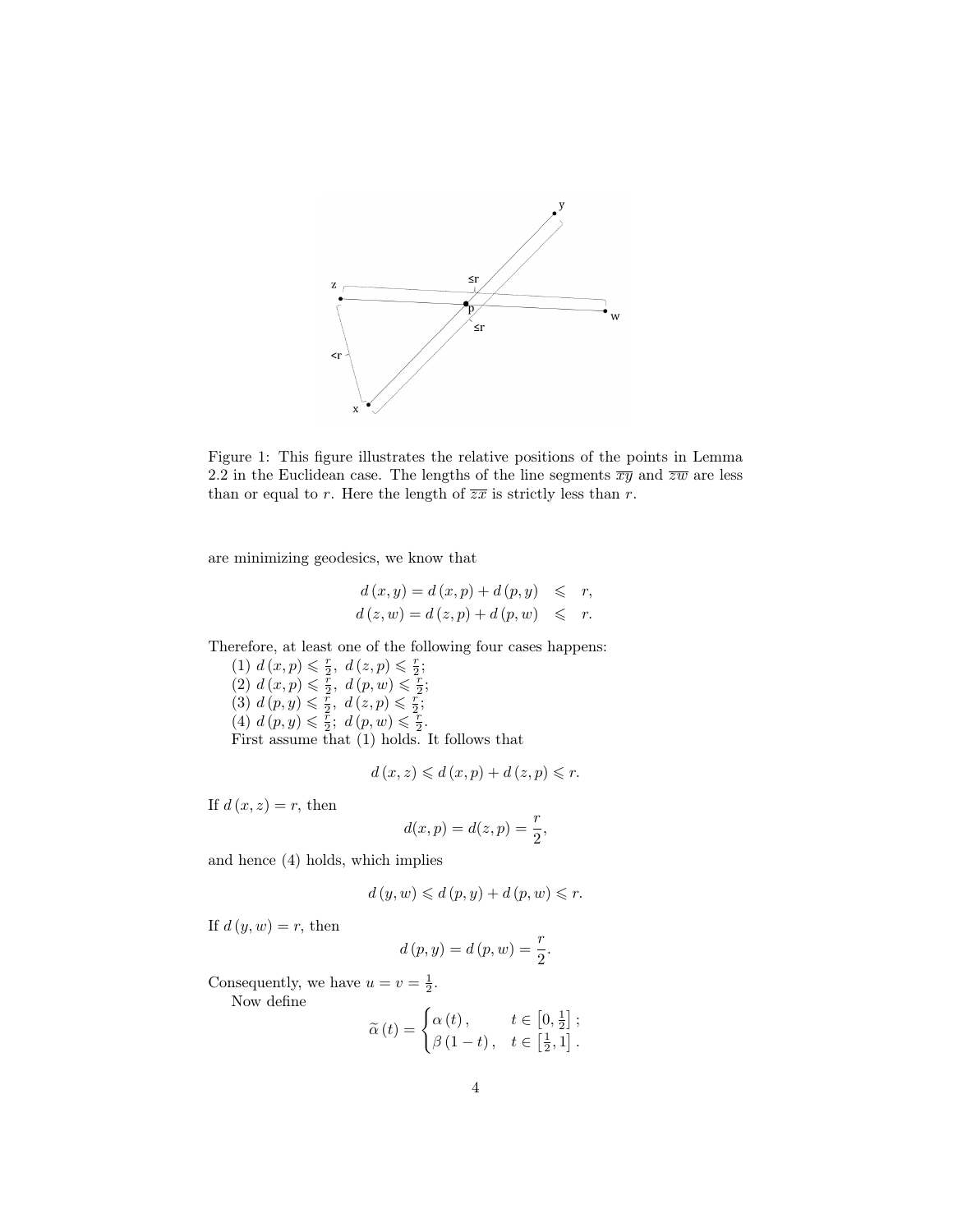Figure 1: This figure illustrates the relative positions of the points in Lemma 2.2 in the Euclidean case. The lengths of the line segments $\overline{xy}$ and $\overline{zw}$ are less than or equal to $r$. Here the length of $\overline{zx}$ is strictly less than $r$.

are minimizing geodesics, we know that

$$
\begin{aligned}
d(x,y) = d(x,p) + d(p,y) &\leqslant r, \\
d(z,w) = d(z,p) + d(p,w) &\leqslant r.
\end{aligned}
$$

Therefore, at least one of the following four cases happens:

(1) $d(x,p) \leqslant \frac{r}{2},\ d(z,p) \leqslant \frac{r}{2}$;
(2) $d(x,p) \leqslant \frac{r}{2},\ d(p,w) \leqslant \frac{r}{2}$;
(3) $d(p,y) \leqslant \frac{r}{2},\ d(z,p) \leqslant \frac{r}{2}$;
(4) $d(p,y) \leqslant \frac{r}{2};\ d(p,w) \leqslant \frac{r}{2}$.

First assume that (1) holds. It follows that

$$
d(x,z) \leqslant d(x,p) + d(z,p) \leqslant r.
$$

If $d(x,z) = r$, then

$$
d(x,p) = d(z,p) = \frac{r}{2},
$$

and hence (4) holds, which implies

$$
d(y,w) \leqslant d(p,y) + d(p,w) \leqslant r.
$$

If $d(y,w) = r$, then

$$
d(p,y) = d(p,w) = \frac{r}{2}.
$$

Consequently, we have $u = v = \frac{1}{2}$.

Now define

$$
\widetilde{\alpha}(t) = \begin{cases} \alpha(t), & t \in \left[0, \frac{1}{2}\right]; \\ \beta(1-t), & t \in \left[\frac{1}{2}, 1\right]. \end{cases}
$$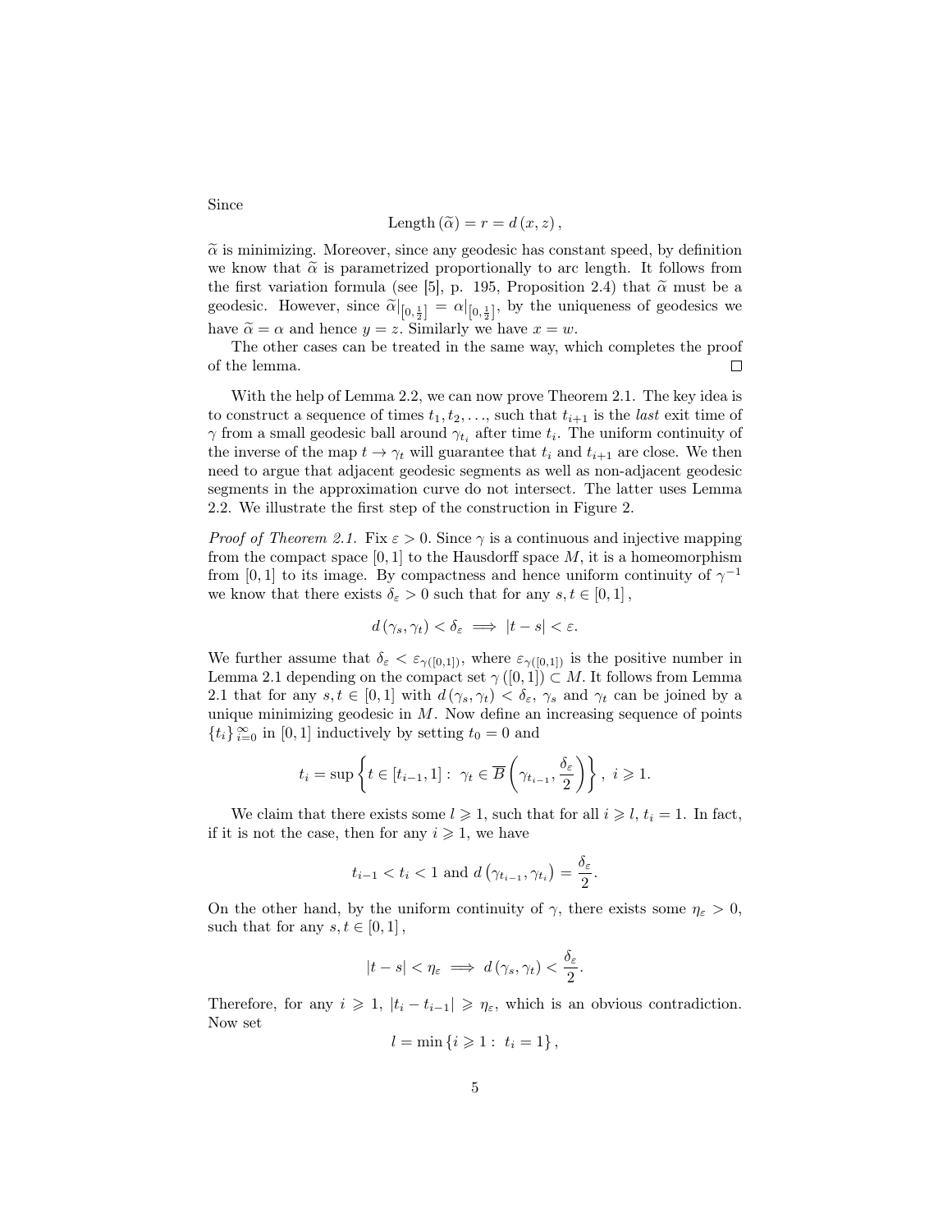Since

$$\text{Length}(\widetilde{\alpha}) = r = d(x, z),$$

$\widetilde{\alpha}$ is minimizing. Moreover, since any geodesic has constant speed, by definition we know that $\widetilde{\alpha}$ is parametrized proportionally to arc length. It follows from the first variation formula (see [5], p. 195, Proposition 2.4) that $\widetilde{\alpha}$ must be a geodesic. However, since $\widetilde{\alpha}|_{[0,\frac{1}{2}]} = \alpha|_{[0,\frac{1}{2}]}$, by the uniqueness of geodesics we have $\widetilde{\alpha} = \alpha$ and hence $y = z$. Similarly we have $x = w$.

The other cases can be treated in the same way, which completes the proof of the lemma. □

With the help of Lemma 2.2, we can now prove Theorem 2.1. The key idea is to construct a sequence of times $t_1, t_2, \ldots$, such that $t_{i+1}$ is the *last* exit time of $\gamma$ from a small geodesic ball around $\gamma_{t_i}$ after time $t_i$. The uniform continuity of the inverse of the map $t \to \gamma_t$ will guarantee that $t_i$ and $t_{i+1}$ are close. We then need to argue that adjacent geodesic segments as well as non-adjacent geodesic segments in the approximation curve do not intersect. The latter uses Lemma 2.2. We illustrate the first step of the construction in Figure 2.

*Proof of Theorem 2.1.* Fix $\varepsilon > 0$. Since $\gamma$ is a continuous and injective mapping from the compact space $[0,1]$ to the Hausdorff space $M$, it is a homeomorphism from $[0,1]$ to its image. By compactness and hence uniform continuity of $\gamma^{-1}$ we know that there exists $\delta_\varepsilon > 0$ such that for any $s, t \in [0,1]$,

$$d(\gamma_s, \gamma_t) < \delta_\varepsilon \implies |t - s| < \varepsilon.$$

We further assume that $\delta_\varepsilon < \varepsilon_{\gamma([0,1])}$, where $\varepsilon_{\gamma([0,1])}$ is the positive number in Lemma 2.1 depending on the compact set $\gamma([0,1]) \subset M$. It follows from Lemma 2.1 that for any $s, t \in [0,1]$ with $d(\gamma_s, \gamma_t) < \delta_\varepsilon$, $\gamma_s$ and $\gamma_t$ can be joined by a unique minimizing geodesic in $M$. Now define an increasing sequence of points $\{t_i\}_{i=0}^{\infty}$ in $[0,1]$ inductively by setting $t_0 = 0$ and

$$t_i = \sup\left\{t \in [t_{i-1}, 1] : \ \gamma_t \in \overline{B}\left(\gamma_{t_{i-1}}, \frac{\delta_\varepsilon}{2}\right)\right\}, \ i \geqslant 1.$$

We claim that there exists some $l \geqslant 1$, such that for all $i \geqslant l$, $t_i = 1$. In fact, if it is not the case, then for any $i \geqslant 1$, we have

$$t_{i-1} < t_i < 1 \text{ and } d\left(\gamma_{t_{i-1}}, \gamma_{t_i}\right) = \frac{\delta_\varepsilon}{2}.$$

On the other hand, by the uniform continuity of $\gamma$, there exists some $\eta_\varepsilon > 0$, such that for any $s, t \in [0,1]$,

$$|t - s| < \eta_\varepsilon \implies d(\gamma_s, \gamma_t) < \frac{\delta_\varepsilon}{2}.$$

Therefore, for any $i \geqslant 1$, $|t_i - t_{i-1}| \geqslant \eta_\varepsilon$, which is an obvious contradiction. Now set

$$l = \min\{i \geqslant 1 : \ t_i = 1\},$$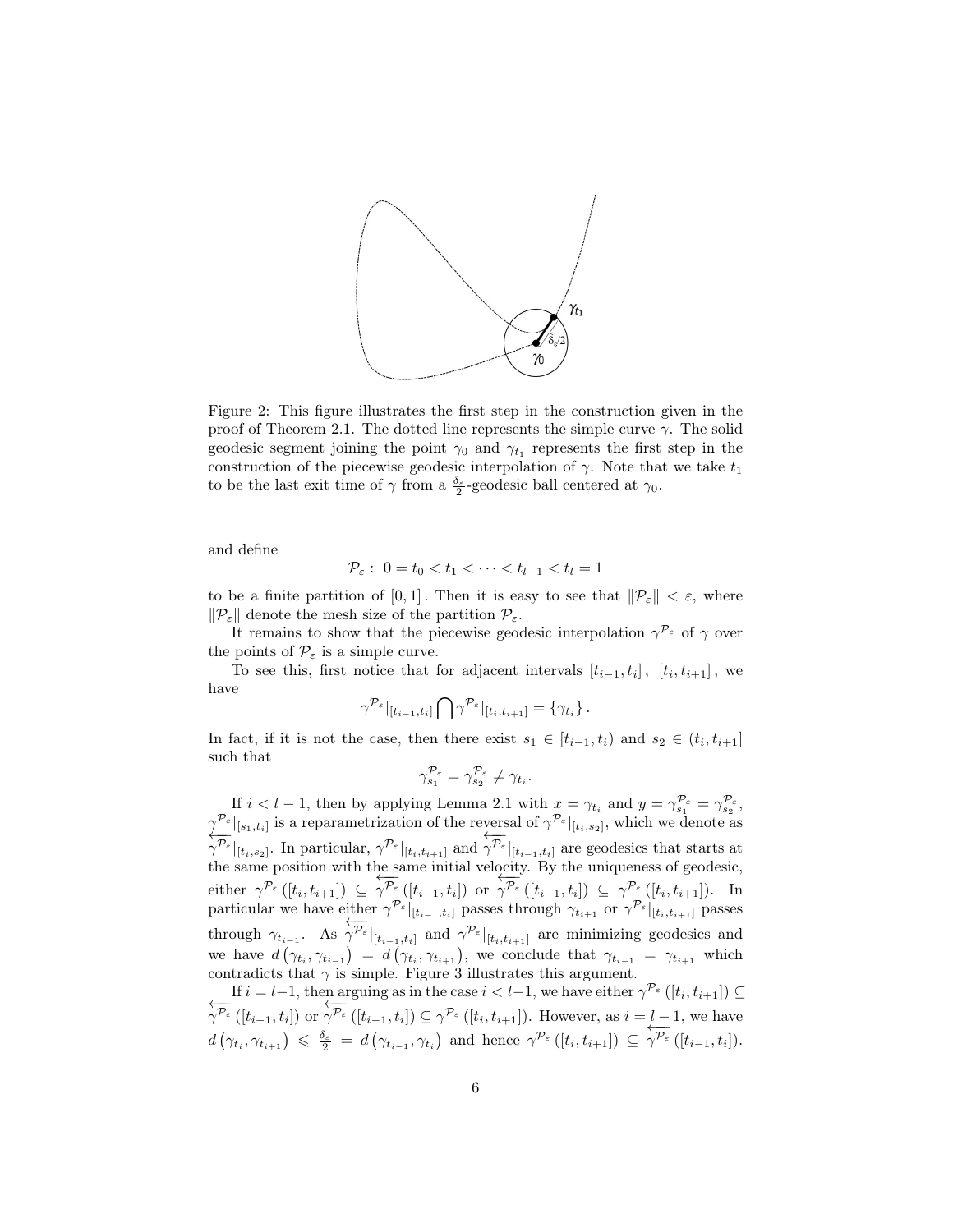Figure 2: This figure illustrates the first step in the construction given in the proof of Theorem 2.1. The dotted line represents the simple curve $\gamma$. The solid geodesic segment joining the point $\gamma_0$ and $\gamma_{t_1}$ represents the first step in the construction of the piecewise geodesic interpolation of $\gamma$. Note that we take $t_1$ to be the last exit time of $\gamma$ from a $\frac{\delta_\varepsilon}{2}$-geodesic ball centered at $\gamma_0$.

and define

$$\mathcal{P}_\varepsilon : \ 0 = t_0 < t_1 < \cdots < t_{l-1} < t_l = 1$$

to be a finite partition of $[0,1]$. Then it is easy to see that $\|\mathcal{P}_\varepsilon\| < \varepsilon$, where $\|\mathcal{P}_\varepsilon\|$ denote the mesh size of the partition $\mathcal{P}_\varepsilon$.

It remains to show that the piecewise geodesic interpolation $\gamma^{\mathcal{P}_\varepsilon}$ of $\gamma$ over the points of $\mathcal{P}_\varepsilon$ is a simple curve.

To see this, first notice that for adjacent intervals $[t_{i-1}, t_i]$, $[t_i, t_{i+1}]$, we have

$$\gamma^{\mathcal{P}_\varepsilon}|_{[t_{i-1},t_i]} \bigcap \gamma^{\mathcal{P}_\varepsilon}|_{[t_i,t_{i+1}]} = \{\gamma_{t_i}\}.$$

In fact, if it is not the case, then there exist $s_1 \in [t_{i-1}, t_i)$ and $s_2 \in (t_i, t_{i+1}]$ such that

$$\gamma^{\mathcal{P}_\varepsilon}_{s_1} = \gamma^{\mathcal{P}_\varepsilon}_{s_2} \neq \gamma_{t_i}.$$

If $i < l-1$, then by applying Lemma 2.1 with $x = \gamma_{t_i}$ and $y = \gamma^{\mathcal{P}_\varepsilon}_{s_1} = \gamma^{\mathcal{P}_\varepsilon}_{s_2}$, $\gamma^{\mathcal{P}_\varepsilon}|_{[s_1,t_i]}$ is a reparametrization of the reversal of $\gamma^{\mathcal{P}_\varepsilon}|_{[t_i,s_2]}$, which we denote as $\overleftarrow{\gamma^{\mathcal{P}_\varepsilon}}|_{[t_i,s_2]}$. In particular, $\gamma^{\mathcal{P}_\varepsilon}|_{[t_i,t_{i+1}]}$ and $\overleftarrow{\gamma^{\mathcal{P}_\varepsilon}}|_{[t_{i-1},t_i]}$ are geodesics that starts at the same position with the same initial velocity. By the uniqueness of geodesic, either $\gamma^{\mathcal{P}_\varepsilon}([t_i, t_{i+1}]) \subseteq \overleftarrow{\gamma^{\mathcal{P}_\varepsilon}}([t_{i-1}, t_i])$ or $\overleftarrow{\gamma^{\mathcal{P}_\varepsilon}}([t_{i-1}, t_i]) \subseteq \gamma^{\mathcal{P}_\varepsilon}([t_i, t_{i+1}])$. In particular we have either $\gamma^{\mathcal{P}_\varepsilon}|_{[t_{i-1},t_i]}$ passes through $\gamma_{t_{i+1}}$ or $\gamma^{\mathcal{P}_\varepsilon}|_{[t_i,t_{i+1}]}$ passes through $\gamma_{t_{i-1}}$. As $\overleftarrow{\gamma^{\mathcal{P}_\varepsilon}}|_{[t_{i-1},t_i]}$ and $\gamma^{\mathcal{P}_\varepsilon}|_{[t_i,t_{i+1}]}$ are minimizing geodesics and we have $d(\gamma_{t_i}, \gamma_{t_{i-1}}) = d(\gamma_{t_i}, \gamma_{t_{i+1}})$, we conclude that $\gamma_{t_{i-1}} = \gamma_{t_{i+1}}$ which contradicts that $\gamma$ is simple. Figure 3 illustrates this argument.

If $i = l-1$, then arguing as in the case $i < l-1$, we have either $\gamma^{\mathcal{P}_\varepsilon}([t_i, t_{i+1}]) \subseteq \overleftarrow{\gamma^{\mathcal{P}_\varepsilon}}([t_{i-1}, t_i])$ or $\overleftarrow{\gamma^{\mathcal{P}_\varepsilon}}([t_{i-1}, t_i]) \subseteq \gamma^{\mathcal{P}_\varepsilon}([t_i, t_{i+1}])$. However, as $i = l-1$, we have $d(\gamma_{t_i}, \gamma_{t_{i+1}}) \leqslant \frac{\delta_\varepsilon}{2} = d(\gamma_{t_{i-1}}, \gamma_{t_i})$ and hence $\gamma^{\mathcal{P}_\varepsilon}([t_i, t_{i+1}]) \subseteq \overleftarrow{\gamma^{\mathcal{P}_\varepsilon}}([t_{i-1}, t_i])$.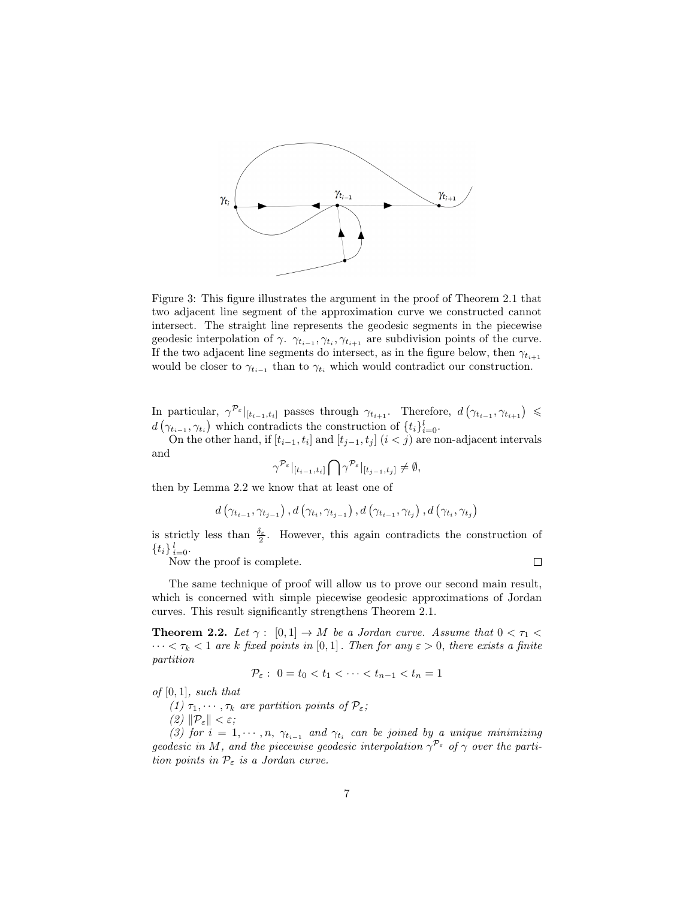Figure 3: This figure illustrates the argument in the proof of Theorem 2.1 that two adjacent line segment of the approximation curve we constructed cannot intersect. The straight line represents the geodesic segments in the piecewise geodesic interpolation of $\gamma$. $\gamma_{t_{i-1}}, \gamma_{t_i}, \gamma_{t_{i+1}}$ are subdivision points of the curve. If the two adjacent line segments do intersect, as in the figure below, then $\gamma_{t_{i+1}}$ would be closer to $\gamma_{t_{i-1}}$ than to $\gamma_{t_i}$ which would contradict our construction.

In particular, $\gamma^{\mathcal{P}_\varepsilon}|_{[t_{i-1},t_i]}$ passes through $\gamma_{t_{i+1}}$. Therefore, $d\left(\gamma_{t_{i-1}}, \gamma_{t_{i+1}}\right) \leqslant d\left(\gamma_{t_{i-1}}, \gamma_{t_i}\right)$ which contradicts the construction of $\{t_i\}_{i=0}^l$.

On the other hand, if $[t_{i-1}, t_i]$ and $[t_{j-1}, t_j]$ $(i < j)$ are non-adjacent intervals and

$$\gamma^{\mathcal{P}_\varepsilon}|_{[t_{i-1},t_i]} \bigcap \gamma^{\mathcal{P}_\varepsilon}|_{[t_{j-1},t_j]} \neq \emptyset,$$

then by Lemma 2.2 we know that at least one of

$$d\left(\gamma_{t_{i-1}}, \gamma_{t_{j-1}}\right), d\left(\gamma_{t_i}, \gamma_{t_{j-1}}\right), d\left(\gamma_{t_{i-1}}, \gamma_{t_j}\right), d\left(\gamma_{t_i}, \gamma_{t_j}\right)$$

is strictly less than $\frac{\delta_\varepsilon}{2}$. However, this again contradicts the construction of $\{t_i\}_{i=0}^{l}$.

Now the proof is complete. $\square$

The same technique of proof will allow us to prove our second main result, which is concerned with simple piecewise geodesic approximations of Jordan curves. This result significantly strengthens Theorem 2.1.

**Theorem 2.2.** *Let $\gamma : [0,1] \to M$ be a Jordan curve. Assume that $0 < \tau_1 < \cdots < \tau_k < 1$ are $k$ fixed points in $[0,1]$. Then for any $\varepsilon > 0$, there exists a finite partition*

$$\mathcal{P}_\varepsilon : \ 0 = t_0 < t_1 < \cdots < t_{n-1} < t_n = 1$$

*of $[0,1]$, such that*

*(1) $\tau_1, \cdots, \tau_k$ are partition points of $\mathcal{P}_\varepsilon$;*

*(2) $\|\mathcal{P}_\varepsilon\| < \varepsilon$;*

*(3) for $i = 1, \cdots, n$, $\gamma_{t_{i-1}}$ and $\gamma_{t_i}$ can be joined by a unique minimizing geodesic in $M$, and the piecewise geodesic interpolation $\gamma^{\mathcal{P}_\varepsilon}$ of $\gamma$ over the partition points in $\mathcal{P}_\varepsilon$ is a Jordan curve.*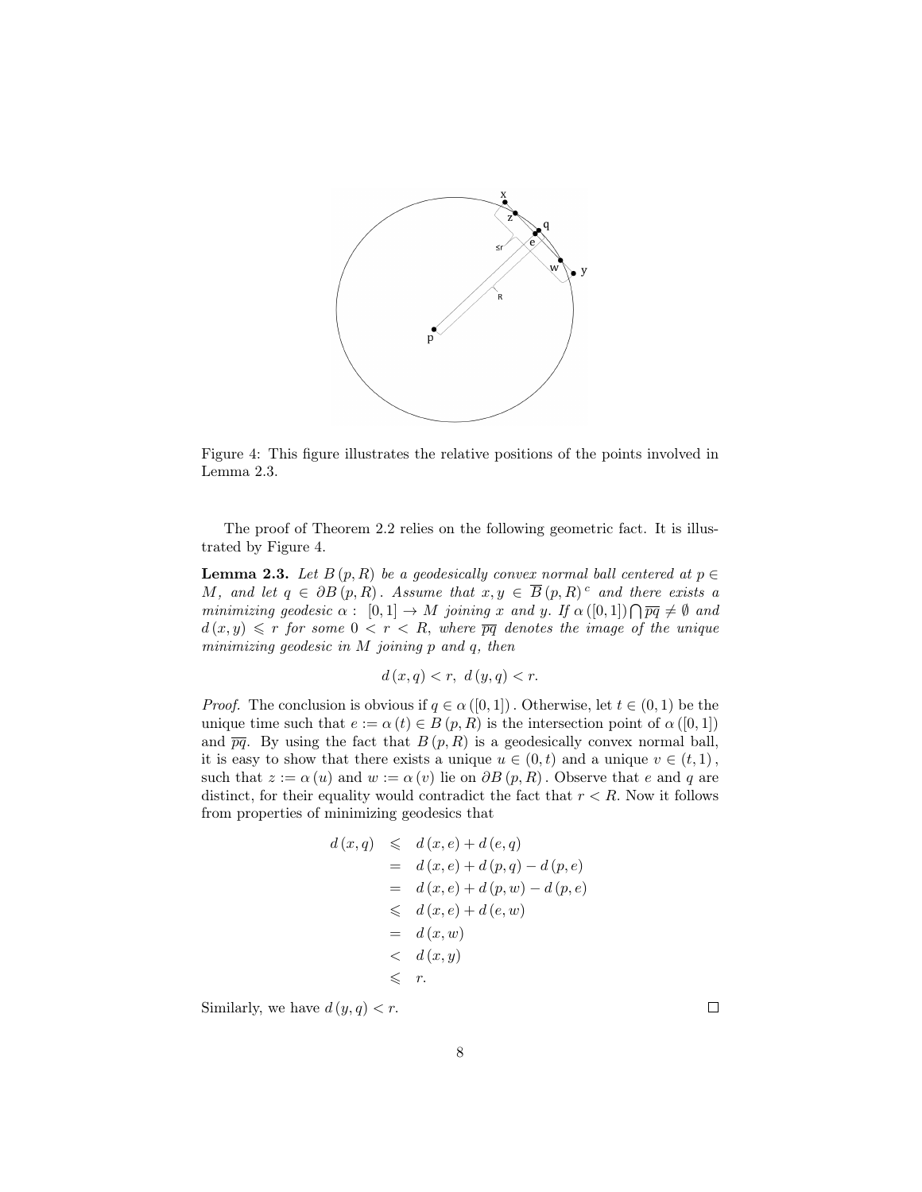Figure 4: This figure illustrates the relative positions of the points involved in Lemma 2.3.

The proof of Theorem 2.2 relies on the following geometric fact. It is illustrated by Figure 4.

**Lemma 2.3.** *Let $B(p,R)$ be a geodesically convex normal ball centered at $p \in M$, and let $q \in \partial B(p,R)$. Assume that $x, y \in \overline{B}(p,R)^c$ and there exists a minimizing geodesic $\alpha : [0,1] \to M$ joining $x$ and $y$. If $\alpha([0,1]) \bigcap \overline{pq} \neq \emptyset$ and $d(x,y) \leqslant r$ for some $0 < r < R$, where $\overline{pq}$ denotes the image of the unique minimizing geodesic in $M$ joining $p$ and $q$, then*

$$d(x,q) < r, \ d(y,q) < r.$$

*Proof.* The conclusion is obvious if $q \in \alpha([0,1])$. Otherwise, let $t \in (0,1)$ be the unique time such that $e := \alpha(t) \in B(p,R)$ is the intersection point of $\alpha([0,1])$ and $\overline{pq}$. By using the fact that $B(p,R)$ is a geodesically convex normal ball, it is easy to show that there exists a unique $u \in (0,t)$ and a unique $v \in (t,1)$, such that $z := \alpha(u)$ and $w := \alpha(v)$ lie on $\partial B(p,R)$. Observe that $e$ and $q$ are distinct, for their equality would contradict the fact that $r < R$. Now it follows from properties of minimizing geodesics that

$$\begin{aligned}
d(x,q) &\leqslant d(x,e) + d(e,q) \\
&= d(x,e) + d(p,q) - d(p,e) \\
&= d(x,e) + d(p,w) - d(p,e) \\
&\leqslant d(x,e) + d(e,w) \\
&= d(x,w) \\
&< d(x,y) \\
&\leqslant r.
\end{aligned}$$

Similarly, we have $d(y,q) < r$. □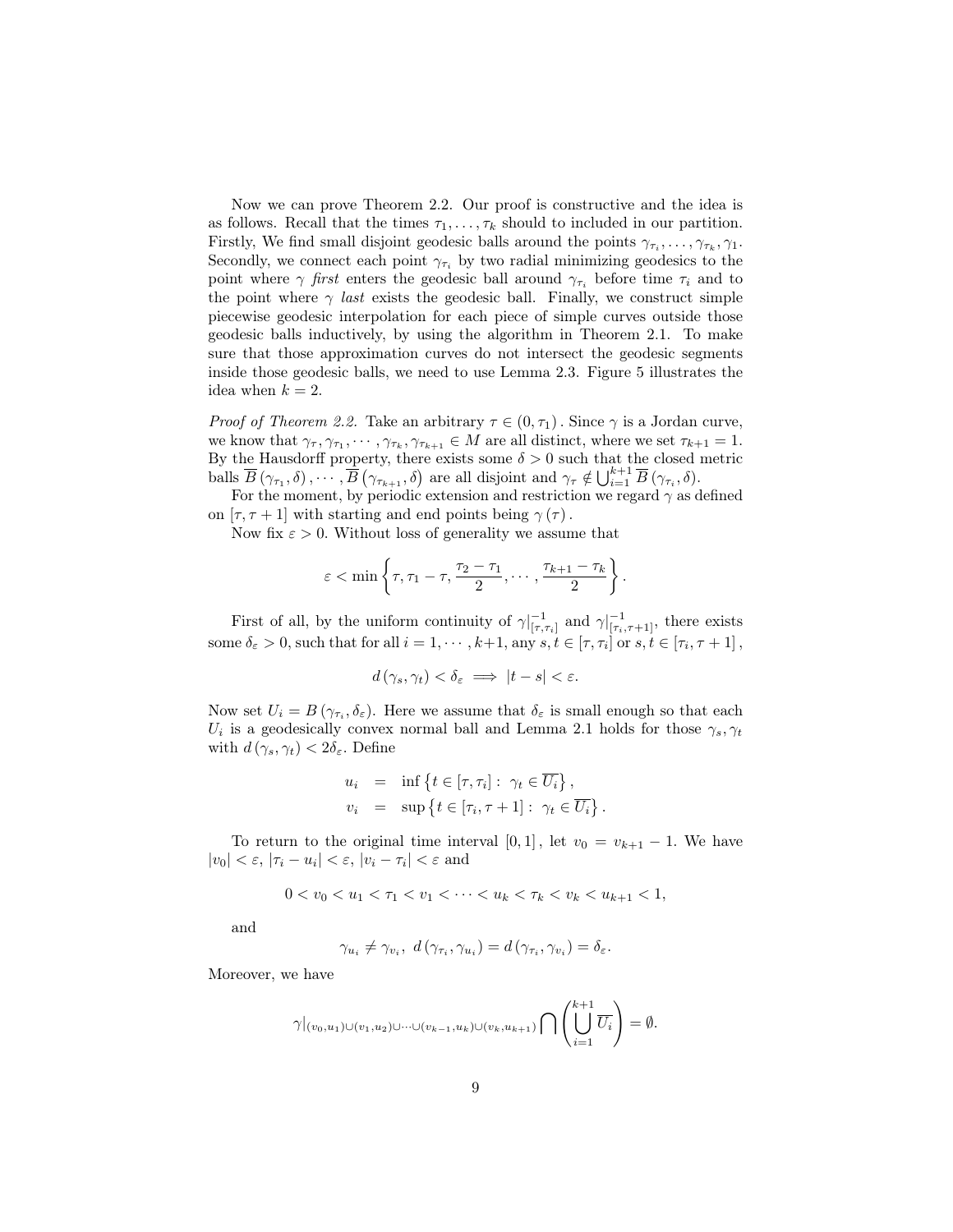Now we can prove Theorem 2.2. Our proof is constructive and the idea is as follows. Recall that the times $\tau_1, \ldots, \tau_k$ should to included in our partition. Firstly, We find small disjoint geodesic balls around the points $\gamma_{\tau_i}, \ldots, \gamma_{\tau_k}, \gamma_1$. Secondly, we connect each point $\gamma_{\tau_i}$ by two radial minimizing geodesics to the point where $\gamma$ *first* enters the geodesic ball around $\gamma_{\tau_i}$ before time $\tau_i$ and to the point where $\gamma$ *last* exists the geodesic ball. Finally, we construct simple piecewise geodesic interpolation for each piece of simple curves outside those geodesic balls inductively, by using the algorithm in Theorem 2.1. To make sure that those approximation curves do not intersect the geodesic segments inside those geodesic balls, we need to use Lemma 2.3. Figure 5 illustrates the idea when $k = 2$.

*Proof of Theorem 2.2.* Take an arbitrary $\tau \in (0, \tau_1)$. Since $\gamma$ is a Jordan curve, we know that $\gamma_\tau, \gamma_{\tau_1}, \cdots, \gamma_{\tau_k}, \gamma_{\tau_{k+1}} \in M$ are all distinct, where we set $\tau_{k+1} = 1$. By the Hausdorff property, there exists some $\delta > 0$ such that the closed metric balls $\overline{B}(\gamma_{\tau_1}, \delta), \cdots, \overline{B}(\gamma_{\tau_{k+1}}, \delta)$ are all disjoint and $\gamma_\tau \notin \bigcup_{i=1}^{k+1} \overline{B}(\gamma_{\tau_i}, \delta)$.

For the moment, by periodic extension and restriction we regard $\gamma$ as defined on $[\tau, \tau + 1]$ with starting and end points being $\gamma(\tau)$.

Now fix $\varepsilon > 0$. Without loss of generality we assume that

$$\varepsilon < \min\left\{\tau, \tau_1 - \tau, \frac{\tau_2 - \tau_1}{2}, \cdots, \frac{\tau_{k+1} - \tau_k}{2}\right\}.$$

First of all, by the uniform continuity of $\gamma|_{[\tau,\tau_i]}^{-1}$ and $\gamma|_{[\tau_i,\tau+1]}^{-1}$, there exists some $\delta_\varepsilon > 0$, such that for all $i = 1, \cdots, k+1$, any $s, t \in [\tau, \tau_i]$ or $s, t \in [\tau_i, \tau + 1]$,

$$d(\gamma_s, \gamma_t) < \delta_\varepsilon \implies |t - s| < \varepsilon.$$

Now set $U_i = B(\gamma_{\tau_i}, \delta_\varepsilon)$. Here we assume that $\delta_\varepsilon$ is small enough so that each $U_i$ is a geodesically convex normal ball and Lemma 2.1 holds for those $\gamma_s, \gamma_t$ with $d(\gamma_s, \gamma_t) < 2\delta_\varepsilon$. Define

$$\begin{aligned} u_i &= \inf\left\{t \in [\tau, \tau_i] : \ \gamma_t \in \overline{U_i}\right\}, \\ v_i &= \sup\left\{t \in [\tau_i, \tau + 1] : \ \gamma_t \in \overline{U_i}\right\}. \end{aligned}$$

To return to the original time interval $[0, 1]$, let $v_0 = v_{k+1} - 1$. We have $|v_0| < \varepsilon$, $|\tau_i - u_i| < \varepsilon$, $|v_i - \tau_i| < \varepsilon$ and

$$0 < v_0 < u_1 < \tau_1 < v_1 < \cdots < u_k < \tau_k < v_k < u_{k+1} < 1,$$

and

$$\gamma_{u_i} \neq \gamma_{v_i}, \ d(\gamma_{\tau_i}, \gamma_{u_i}) = d(\gamma_{\tau_i}, \gamma_{v_i}) = \delta_\varepsilon.$$

Moreover, we have

$$\gamma|_{(v_0,u_1)\cup(v_1,u_2)\cup\cdots\cup(v_{k-1},u_k)\cup(v_k,u_{k+1})} \bigcap \left(\bigcup_{i=1}^{k+1} \overline{U_i}\right) = \emptyset.$$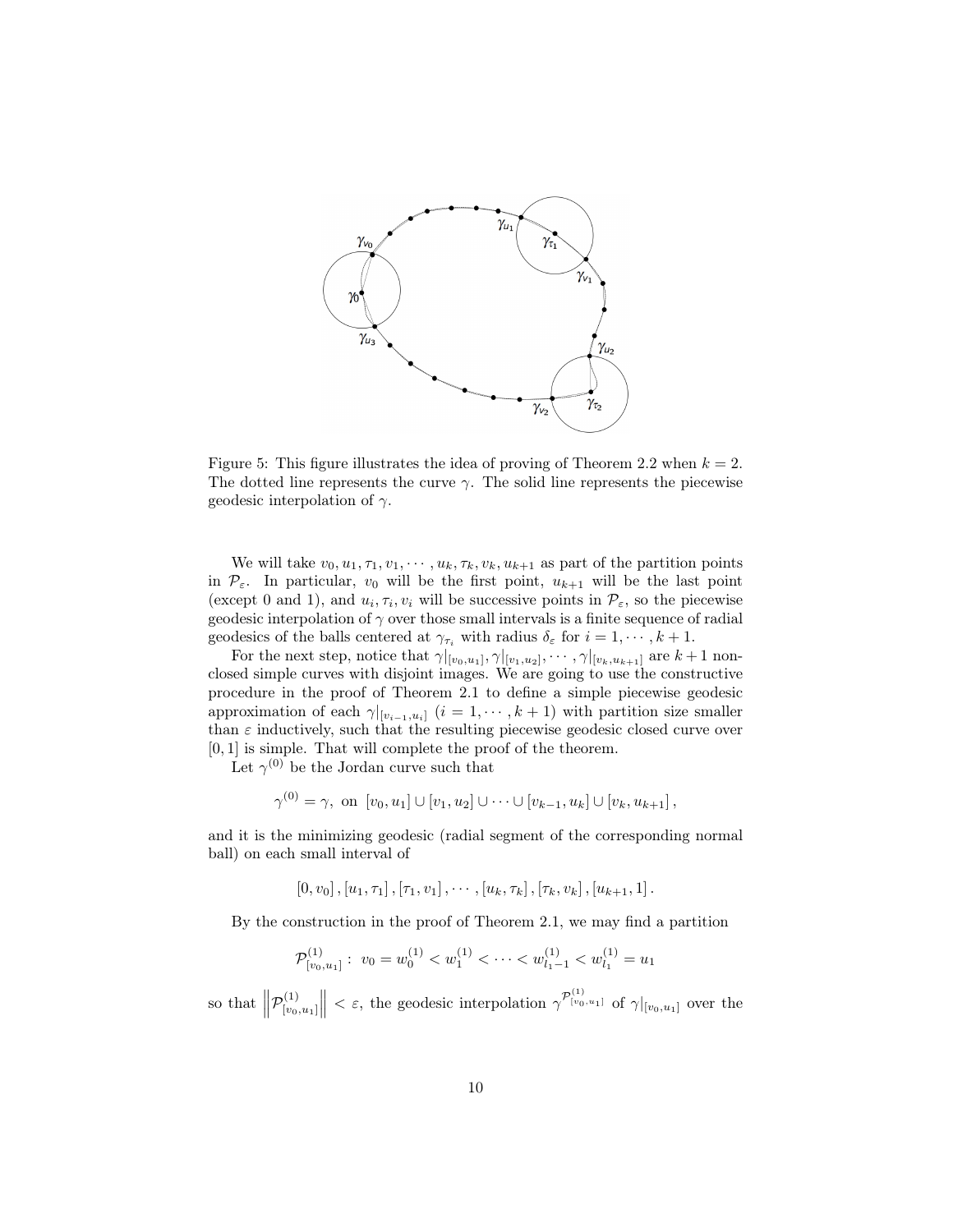Figure 5: This figure illustrates the idea of proving of Theorem 2.2 when $k = 2$. The dotted line represents the curve $\gamma$. The solid line represents the piecewise geodesic interpolation of $\gamma$.

We will take $v_0, u_1, \tau_1, v_1, \cdots, u_k, \tau_k, v_k, u_{k+1}$ as part of the partition points in $\mathcal{P}_\varepsilon$. In particular, $v_0$ will be the first point, $u_{k+1}$ will be the last point (except 0 and 1), and $u_i, \tau_i, v_i$ will be successive points in $\mathcal{P}_\varepsilon$, so the piecewise geodesic interpolation of $\gamma$ over those small intervals is a finite sequence of radial geodesics of the balls centered at $\gamma_{\tau_i}$ with radius $\delta_\varepsilon$ for $i = 1, \cdots, k+1$.

For the next step, notice that $\gamma|_{[v_0,u_1]}, \gamma|_{[v_1,u_2]}, \cdots, \gamma|_{[v_k,u_{k+1}]}$ are $k+1$ non-closed simple curves with disjoint images. We are going to use the constructive procedure in the proof of Theorem 2.1 to define a simple piecewise geodesic approximation of each $\gamma|_{[v_{i-1},u_i]}$ $(i = 1, \cdots, k+1)$ with partition size smaller than $\varepsilon$ inductively, such that the resulting piecewise geodesic closed curve over $[0, 1]$ is simple. That will complete the proof of the theorem.

Let $\gamma^{(0)}$ be the Jordan curve such that

$$\gamma^{(0)} = \gamma, \text{ on } [v_0, u_1] \cup [v_1, u_2] \cup \cdots \cup [v_{k-1}, u_k] \cup [v_k, u_{k+1}],$$

and it is the minimizing geodesic (radial segment of the corresponding normal ball) on each small interval of

$$[0, v_0], [u_1, \tau_1], [\tau_1, v_1], \cdots, [u_k, \tau_k], [\tau_k, v_k], [u_{k+1}, 1].$$

By the construction in the proof of Theorem 2.1, we may find a partition

$$\mathcal{P}^{(1)}_{[v_0,u_1]}: \ v_0 = w^{(1)}_0 < w^{(1)}_1 < \cdots < w^{(1)}_{l_1-1} < w^{(1)}_{l_1} = u_1$$

so that $\left\| \mathcal{P}^{(1)}_{[v_0,u_1]} \right\| < \varepsilon$, the geodesic interpolation $\gamma^{\mathcal{P}^{(1)}_{[v_0,u_1]}}$ of $\gamma|_{[v_0,u_1]}$ over the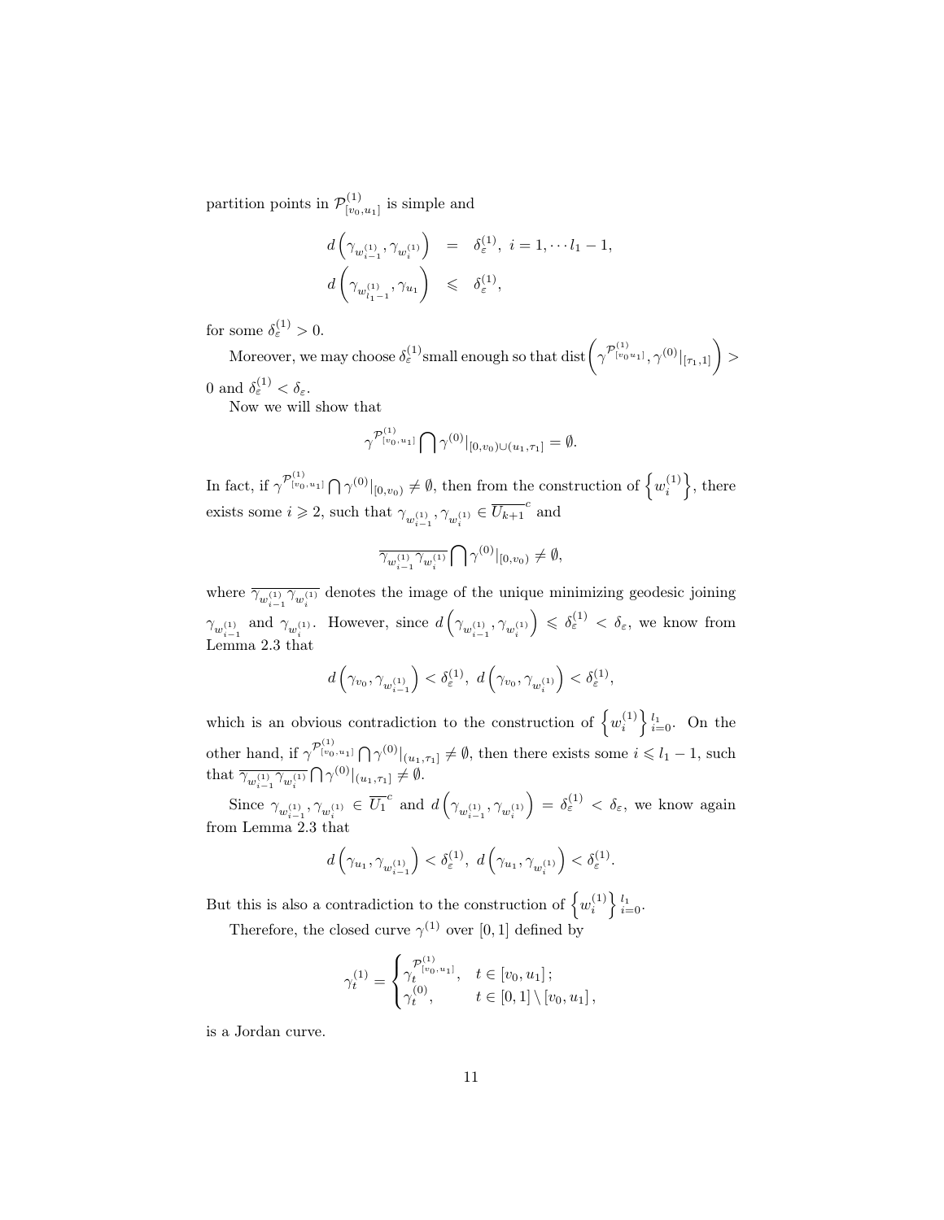partition points in $\mathcal{P}^{(1)}_{[v_0,u_1]}$ is simple and

$$
\begin{aligned}
d\left(\gamma_{w^{(1)}_{i-1}}, \gamma_{w^{(1)}_{i}}\right) &= \delta^{(1)}_{\varepsilon},\ i = 1, \cdots l_1 - 1, \\
d\left(\gamma_{w^{(1)}_{l_1-1}}, \gamma_{u_1}\right) &\leqslant \delta^{(1)}_{\varepsilon},
\end{aligned}
$$

for some $\delta^{(1)}_{\varepsilon} > 0$.

Moreover, we may choose $\delta^{(1)}_{\varepsilon}$small enough so that $\operatorname{dist}\left(\gamma^{\mathcal{P}^{(1)}_{[v_0 u_1]}}, \gamma^{(0)}|_{[\tau_1,1]}\right) > 0$ and $\delta^{(1)}_{\varepsilon} < \delta_{\varepsilon}$.

Now we will show that

$$
\gamma^{\mathcal{P}^{(1)}_{[v_0,u_1]}} \bigcap \gamma^{(0)}|_{[0,v_0)\cup(u_1,\tau_1]} = \emptyset.
$$

In fact, if $\gamma^{\mathcal{P}^{(1)}_{[v_0,u_1]}} \bigcap \gamma^{(0)}|_{[0,v_0)} \neq \emptyset$, then from the construction of $\left\{w^{(1)}_i\right\}$, there exists some $i \geqslant 2$, such that $\gamma_{w^{(1)}_{i-1}}, \gamma_{w^{(1)}_{i}} \in \overline{U_{k+1}}^c$ and

$$
\overline{\gamma_{w^{(1)}_{i-1}}\gamma_{w^{(1)}_{i}}} \bigcap \gamma^{(0)}|_{[0,v_0)} \neq \emptyset,
$$

where $\overline{\gamma_{w^{(1)}_{i-1}}\gamma_{w^{(1)}_{i}}}$ denotes the image of the unique minimizing geodesic joining $\gamma_{w^{(1)}_{i-1}}$ and $\gamma_{w^{(1)}_{i}}$. However, since $d\left(\gamma_{w^{(1)}_{i-1}}, \gamma_{w^{(1)}_{i}}\right) \leqslant \delta^{(1)}_{\varepsilon} < \delta_{\varepsilon}$, we know from Lemma 2.3 that

$$
d\left(\gamma_{v_0}, \gamma_{w^{(1)}_{i-1}}\right) < \delta^{(1)}_{\varepsilon},\ d\left(\gamma_{v_0}, \gamma_{w^{(1)}_{i}}\right) < \delta^{(1)}_{\varepsilon},
$$

which is an obvious contradiction to the construction of $\left\{w^{(1)}_i\right\}_{i=0}^{l_1}$. On the other hand, if $\gamma^{\mathcal{P}^{(1)}_{[v_0,u_1]}} \bigcap \gamma^{(0)}|_{(u_1,\tau_1]} \neq \emptyset$, then there exists some $i \leqslant l_1 - 1$, such that $\overline{\gamma_{w^{(1)}_{i-1}}\gamma_{w^{(1)}_{i}}} \bigcap \gamma^{(0)}|_{(u_1,\tau_1]} \neq \emptyset$.

Since $\gamma_{w^{(1)}_{i-1}}, \gamma_{w^{(1)}_{i}} \in \overline{U_1}^c$ and $d\left(\gamma_{w^{(1)}_{i-1}}, \gamma_{w^{(1)}_{i}}\right) = \delta^{(1)}_{\varepsilon} < \delta_{\varepsilon}$, we know again from Lemma 2.3 that

$$
d\left(\gamma_{u_1}, \gamma_{w^{(1)}_{i-1}}\right) < \delta^{(1)}_{\varepsilon},\ d\left(\gamma_{u_1}, \gamma_{w^{(1)}_{i}}\right) < \delta^{(1)}_{\varepsilon}.
$$

But this is also a contradiction to the construction of $\left\{w^{(1)}_i\right\}_{i=0}^{l_1}$.

Therefore, the closed curve $\gamma^{(1)}$ over $[0,1]$ defined by

$$
\gamma^{(1)}_t = \begin{cases} \gamma_t^{\mathcal{P}^{(1)}_{[v_0,u_1]}}, & t \in [v_0, u_1]; \\ \gamma^{(0)}_t, & t \in [0,1] \setminus [v_0, u_1], \end{cases}
$$

is a Jordan curve.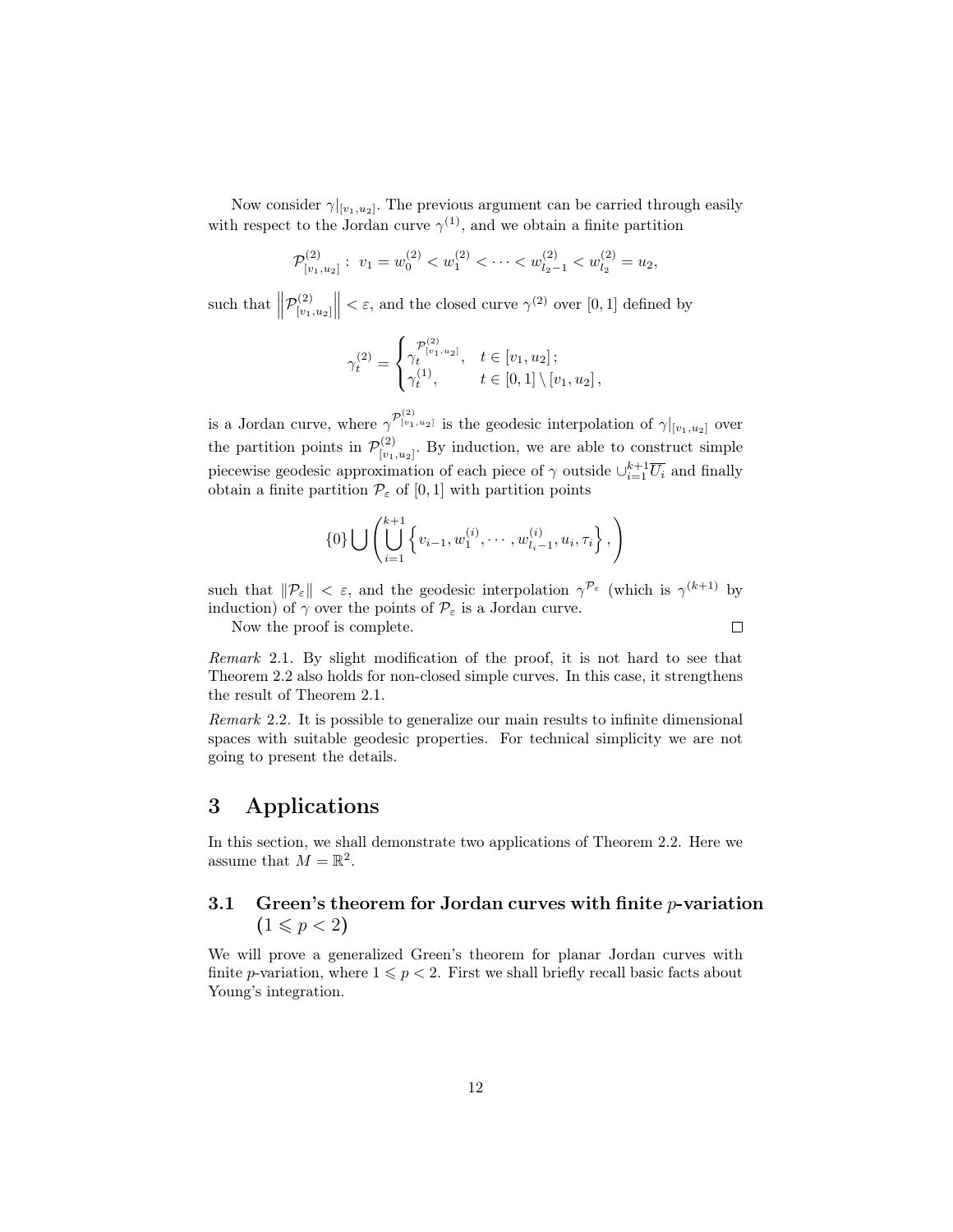Now consider $\gamma|_{[v_1,u_2]}$. The previous argument can be carried through easily with respect to the Jordan curve $\gamma^{(1)}$, and we obtain a finite partition

$$\mathcal{P}^{(2)}_{[v_1,u_2]}: \ v_1 = w_0^{(2)} < w_1^{(2)} < \cdots < w_{l_2-1}^{(2)} < w_{l_2}^{(2)} = u_2,$$

such that $\left\| \mathcal{P}^{(2)}_{[v_1,u_2]} \right\| < \varepsilon$, and the closed curve $\gamma^{(2)}$ over $[0,1]$ defined by

$$\gamma_t^{(2)} = \begin{cases} \gamma_t^{\mathcal{P}^{(2)}_{[v_1,u_2]}}, & t \in [v_1, u_2]\,; \\ \gamma_t^{(1)}, & t \in [0,1] \setminus [v_1, u_2]\,, \end{cases}$$

is a Jordan curve, where $\gamma^{\mathcal{P}^{(2)}_{[v_1,u_2]}}$ is the geodesic interpolation of $\gamma|_{[v_1,u_2]}$ over the partition points in $\mathcal{P}^{(2)}_{[v_1,u_2]}$. By induction, we are able to construct simple piecewise geodesic approximation of each piece of $\gamma$ outside $\cup_{i=1}^{k+1}\overline{U_i}$ and finally obtain a finite partition $\mathcal{P}_\varepsilon$ of $[0,1]$ with partition points

$$\{0\} \bigcup \left( \bigcup_{i=1}^{k+1} \left\{ v_{i-1}, w_1^{(i)}, \cdots, w_{l_i-1}^{(i)}, u_i, \tau_i \right\}, \right)$$

such that $\|\mathcal{P}_\varepsilon\| < \varepsilon$, and the geodesic interpolation $\gamma^{\mathcal{P}_\varepsilon}$ (which is $\gamma^{(k+1)}$ by induction) of $\gamma$ over the points of $\mathcal{P}_\varepsilon$ is a Jordan curve.

Now the proof is complete. $\square$

*Remark* 2.1. By slight modification of the proof, it is not hard to see that Theorem 2.2 also holds for non-closed simple curves. In this case, it strengthens the result of Theorem 2.1.

*Remark* 2.2. It is possible to generalize our main results to infinite dimensional spaces with suitable geodesic properties. For technical simplicity we are not going to present the details.

# 3 Applications

In this section, we shall demonstrate two applications of Theorem 2.2. Here we assume that $M = \mathbb{R}^2$.

## 3.1 Green's theorem for Jordan curves with finite $p$-variation ($1 \leqslant p < 2$)

We will prove a generalized Green's theorem for planar Jordan curves with finite $p$-variation, where $1 \leqslant p < 2$. First we shall briefly recall basic facts about Young's integration.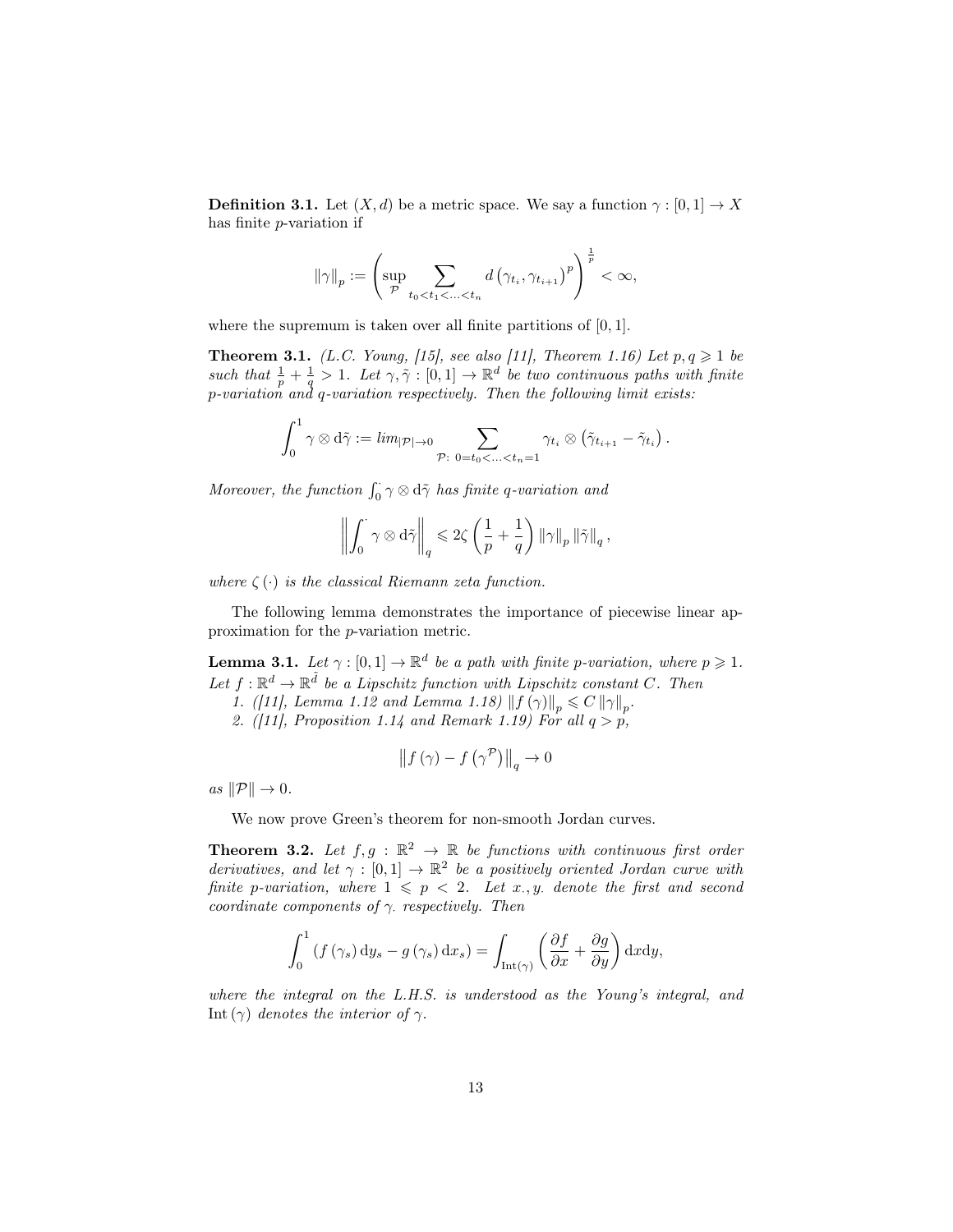**Definition 3.1.** Let $(X,d)$ be a metric space. We say a function $\gamma:[0,1]\to X$ has finite $p$-variation if

$$\|\gamma\|_p := \left(\sup_{\mathcal{P}} \sum_{t_0<t_1<\ldots<t_n} d\left(\gamma_{t_i},\gamma_{t_{i+1}}\right)^p\right)^{\frac{1}{p}} < \infty,$$

where the supremum is taken over all finite partitions of $[0,1]$.

**Theorem 3.1.** *(L.C. Young, [15], see also [11], Theorem 1.16) Let $p,q\geqslant 1$ be such that $\frac{1}{p}+\frac{1}{q}>1$. Let $\gamma,\tilde{\gamma}:[0,1]\to\mathbb{R}^d$ be two continuous paths with finite $p$-variation and $q$-variation respectively. Then the following limit exists:*

$$\int_0^1 \gamma\otimes \mathrm{d}\tilde{\gamma} := lim_{|\mathcal{P}|\to 0} \sum_{\mathcal{P}:\ 0=t_0<\ldots<t_n=1} \gamma_{t_i}\otimes\left(\tilde{\gamma}_{t_{i+1}}-\tilde{\gamma}_{t_i}\right).$$

*Moreover, the function $\int_0^\cdot \gamma\otimes \mathrm{d}\tilde{\gamma}$ has finite $q$-variation and*

$$\left\|\int_0^\cdot \gamma\otimes \mathrm{d}\tilde{\gamma}\right\|_q \leqslant 2\zeta\left(\frac{1}{p}+\frac{1}{q}\right)\|\gamma\|_p\|\tilde{\gamma}\|_q,$$

*where $\zeta(\cdot)$ is the classical Riemann zeta function.*

The following lemma demonstrates the importance of piecewise linear approximation for the $p$-variation metric.

**Lemma 3.1.** *Let $\gamma:[0,1]\to\mathbb{R}^d$ be a path with finite $p$-variation, where $p\geqslant 1$. Let $f:\mathbb{R}^d\to\mathbb{R}^{\tilde{d}}$ be a Lipschitz function with Lipschitz constant $C$. Then*

1. *([11], Lemma 1.12 and Lemma 1.18) $\|f(\gamma)\|_p\leqslant C\|\gamma\|_p$.*
2. *([11], Proposition 1.14 and Remark 1.19) For all $q>p$,*

$$\left\|f(\gamma)-f\left(\gamma^{\mathcal{P}}\right)\right\|_q\to 0$$

*as $\|\mathcal{P}\|\to 0$.*

We now prove Green's theorem for non-smooth Jordan curves.

**Theorem 3.2.** *Let $f,g:\mathbb{R}^2\to\mathbb{R}$ be functions with continuous first order derivatives, and let $\gamma:[0,1]\to\mathbb{R}^2$ be a positively oriented Jordan curve with finite $p$-variation, where $1\leqslant p<2$. Let $x_\cdot, y_\cdot$ denote the first and second coordinate components of $\gamma_\cdot$ respectively. Then*

$$\int_0^1 \left(f(\gamma_s)\,\mathrm{d}y_s - g(\gamma_s)\,\mathrm{d}x_s\right) = \int_{\mathrm{Int}(\gamma)}\left(\frac{\partial f}{\partial x}+\frac{\partial g}{\partial y}\right)\mathrm{d}x\mathrm{d}y,$$

*where the integral on the L.H.S. is understood as the Young's integral, and $\mathrm{Int}(\gamma)$ denotes the interior of $\gamma$.*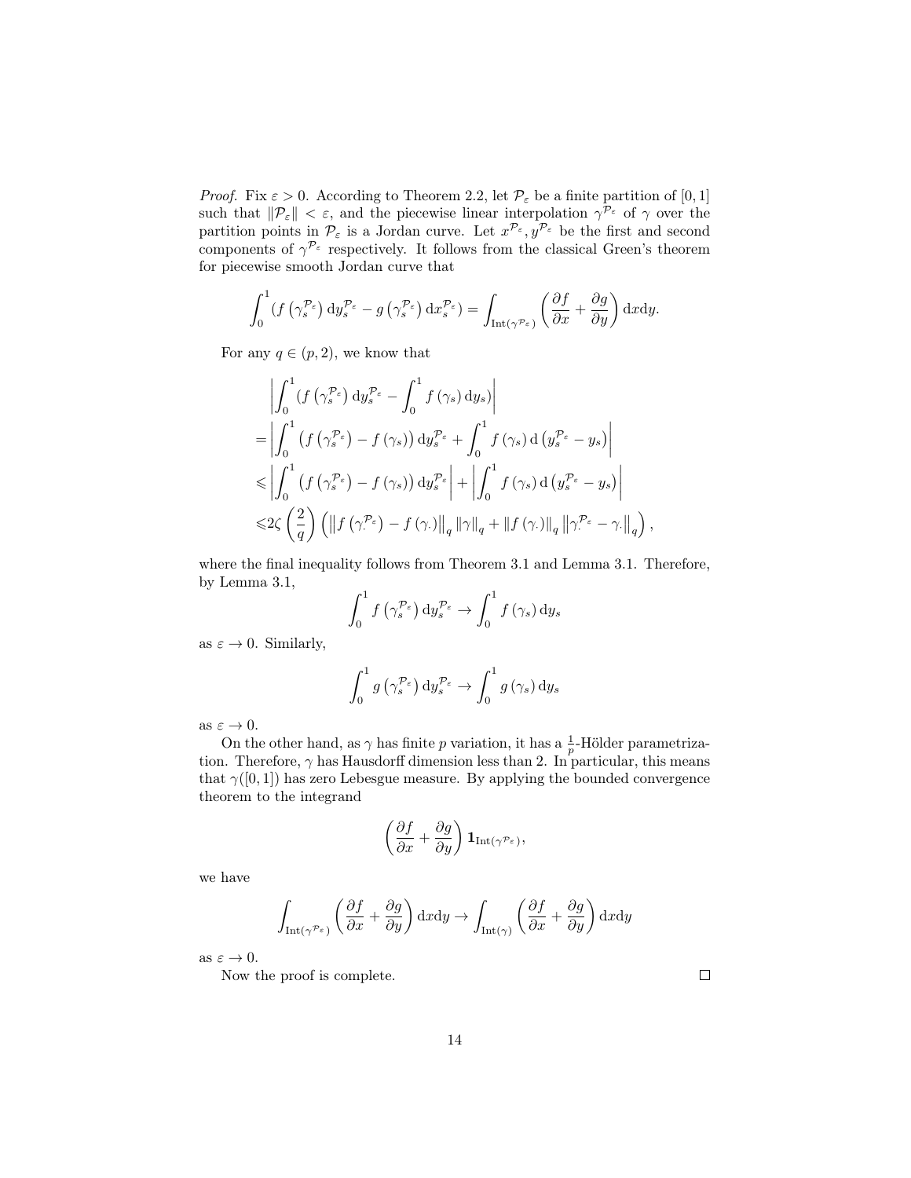*Proof.* Fix $\varepsilon > 0$. According to Theorem 2.2, let $\mathcal{P}_\varepsilon$ be a finite partition of $[0,1]$ such that $\|\mathcal{P}_\varepsilon\| < \varepsilon$, and the piecewise linear interpolation $\gamma^{\mathcal{P}_\varepsilon}$ of $\gamma$ over the partition points in $\mathcal{P}_\varepsilon$ is a Jordan curve. Let $x^{\mathcal{P}_\varepsilon}, y^{\mathcal{P}_\varepsilon}$ be the first and second components of $\gamma^{\mathcal{P}_\varepsilon}$ respectively. It follows from the classical Green's theorem for piecewise smooth Jordan curve that

$$\int_0^1 \left(f\left(\gamma_s^{\mathcal{P}_\varepsilon}\right) \mathrm{d}y_s^{\mathcal{P}_\varepsilon} - g\left(\gamma_s^{\mathcal{P}_\varepsilon}\right) \mathrm{d}x_s^{\mathcal{P}_\varepsilon}\right) = \int_{\mathrm{Int}(\gamma^{\mathcal{P}_\varepsilon})} \left(\frac{\partial f}{\partial x} + \frac{\partial g}{\partial y}\right) \mathrm{d}x\mathrm{d}y.$$

For any $q \in (p, 2)$, we know that

$$\begin{aligned}
&\left|\int_0^1 \left(f\left(\gamma_s^{\mathcal{P}_\varepsilon}\right) \mathrm{d}y_s^{\mathcal{P}_\varepsilon} - \int_0^1 f\left(\gamma_s\right) \mathrm{d}y_s\right)\right| \\
=&\left|\int_0^1 \left(f\left(\gamma_s^{\mathcal{P}_\varepsilon}\right) - f\left(\gamma_s\right)\right) \mathrm{d}y_s^{\mathcal{P}_\varepsilon} + \int_0^1 f\left(\gamma_s\right) \mathrm{d}\left(y_s^{\mathcal{P}_\varepsilon} - y_s\right)\right| \\
\leqslant&\left|\int_0^1 \left(f\left(\gamma_s^{\mathcal{P}_\varepsilon}\right) - f\left(\gamma_s\right)\right) \mathrm{d}y_s^{\mathcal{P}_\varepsilon}\right| + \left|\int_0^1 f\left(\gamma_s\right) \mathrm{d}\left(y_s^{\mathcal{P}_\varepsilon} - y_s\right)\right| \\
\leqslant&2\zeta\left(\frac{2}{q}\right)\left(\left\|f\left(\gamma_\cdot^{\mathcal{P}_\varepsilon}\right) - f\left(\gamma_\cdot\right)\right\|_q \|\gamma\|_q + \|f\left(\gamma_\cdot\right)\|_q \left\|\gamma_\cdot^{\mathcal{P}_\varepsilon} - \gamma_\cdot\right\|_q\right),
\end{aligned}$$

where the final inequality follows from Theorem 3.1 and Lemma 3.1. Therefore, by Lemma 3.1,

$$\int_0^1 f\left(\gamma_s^{\mathcal{P}_\varepsilon}\right) \mathrm{d}y_s^{\mathcal{P}_\varepsilon} \to \int_0^1 f\left(\gamma_s\right) \mathrm{d}y_s$$

as $\varepsilon \to 0$. Similarly,

$$\int_0^1 g\left(\gamma_s^{\mathcal{P}_\varepsilon}\right) \mathrm{d}y_s^{\mathcal{P}_\varepsilon} \to \int_0^1 g\left(\gamma_s\right) \mathrm{d}y_s$$

as $\varepsilon \to 0$.

On the other hand, as $\gamma$ has finite $p$ variation, it has a $\frac{1}{p}$-Hölder parametrization. Therefore, $\gamma$ has Hausdorff dimension less than 2. In particular, this means that $\gamma([0,1])$ has zero Lebesgue measure. By applying the bounded convergence theorem to the integrand

$$\left(\frac{\partial f}{\partial x} + \frac{\partial g}{\partial y}\right) \mathbf{1}_{\mathrm{Int}(\gamma^{\mathcal{P}_\varepsilon})},$$

we have

$$\int_{\mathrm{Int}(\gamma^{\mathcal{P}_\varepsilon})} \left(\frac{\partial f}{\partial x} + \frac{\partial g}{\partial y}\right) \mathrm{d}x\mathrm{d}y \to \int_{\mathrm{Int}(\gamma)} \left(\frac{\partial f}{\partial x} + \frac{\partial g}{\partial y}\right) \mathrm{d}x\mathrm{d}y$$

as $\varepsilon \to 0$.

Now the proof is complete. ☐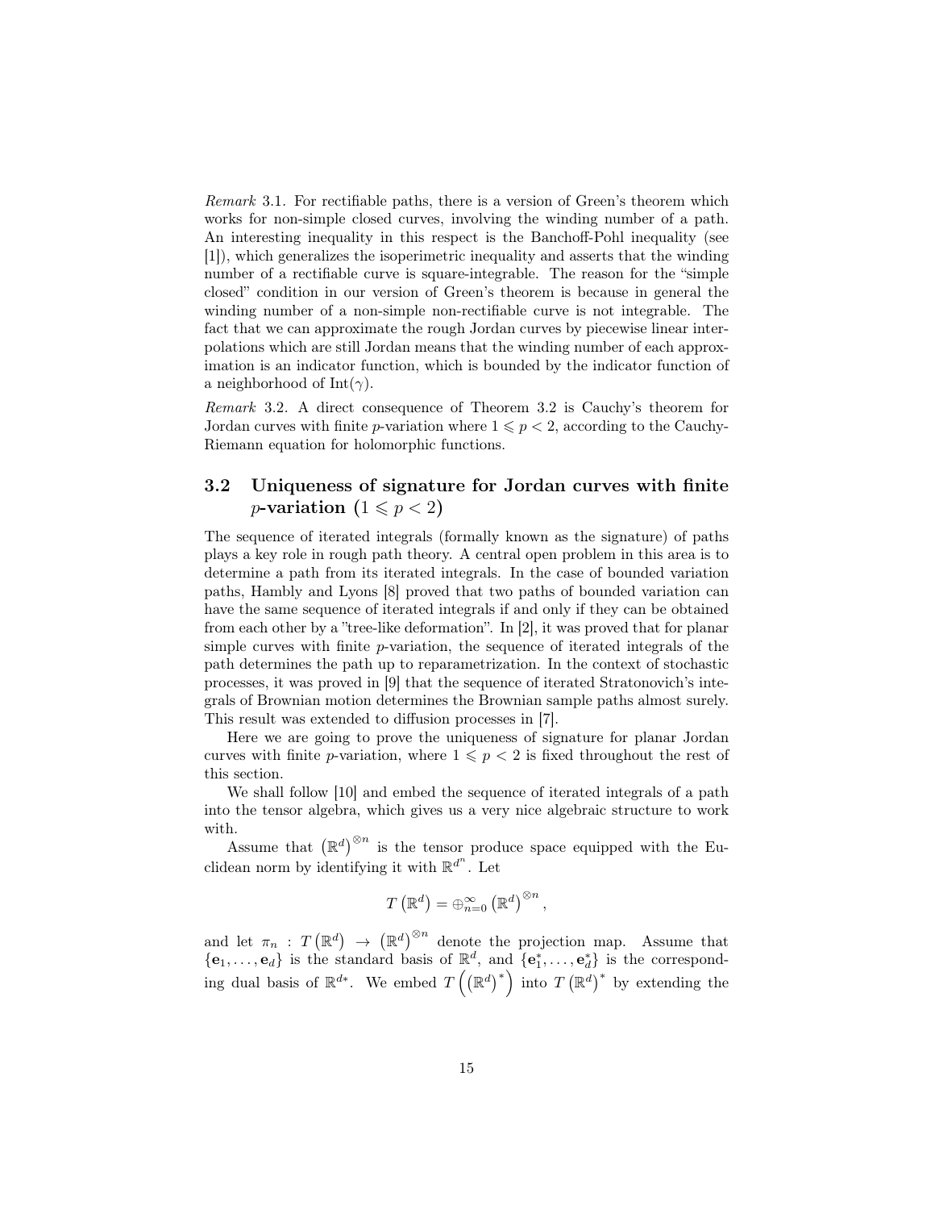*Remark* 3.1. For rectifiable paths, there is a version of Green's theorem which works for non-simple closed curves, involving the winding number of a path. An interesting inequality in this respect is the Banchoff-Pohl inequality (see [1]), which generalizes the isoperimetric inequality and asserts that the winding number of a rectifiable curve is square-integrable. The reason for the "simple closed" condition in our version of Green's theorem is because in general the winding number of a non-simple non-rectifiable curve is not integrable. The fact that we can approximate the rough Jordan curves by piecewise linear interpolations which are still Jordan means that the winding number of each approximation is an indicator function, which is bounded by the indicator function of a neighborhood of $\mathrm{Int}(\gamma)$.

*Remark* 3.2. A direct consequence of Theorem 3.2 is Cauchy's theorem for Jordan curves with finite $p$-variation where $1 \leqslant p < 2$, according to the Cauchy-Riemann equation for holomorphic functions.

### 3.2 Uniqueness of signature for Jordan curves with finite $p$-variation $(1 \leqslant p < 2)$

The sequence of iterated integrals (formally known as the signature) of paths plays a key role in rough path theory. A central open problem in this area is to determine a path from its iterated integrals. In the case of bounded variation paths, Hambly and Lyons [8] proved that two paths of bounded variation can have the same sequence of iterated integrals if and only if they can be obtained from each other by a "tree-like deformation". In [2], it was proved that for planar simple curves with finite $p$-variation, the sequence of iterated integrals of the path determines the path up to reparametrization. In the context of stochastic processes, it was proved in [9] that the sequence of iterated Stratonovich's integrals of Brownian motion determines the Brownian sample paths almost surely. This result was extended to diffusion processes in [7].

Here we are going to prove the uniqueness of signature for planar Jordan curves with finite $p$-variation, where $1 \leqslant p < 2$ is fixed throughout the rest of this section.

We shall follow [10] and embed the sequence of iterated integrals of a path into the tensor algebra, which gives us a very nice algebraic structure to work with.

Assume that $\left(\mathbb{R}^d\right)^{\otimes n}$ is the tensor produce space equipped with the Euclidean norm by identifying it with $\mathbb{R}^{d^n}$. Let

$$T\left(\mathbb{R}^d\right) = \oplus_{n=0}^{\infty} \left(\mathbb{R}^d\right)^{\otimes n},$$

and let $\pi_n : T\left(\mathbb{R}^d\right) \to \left(\mathbb{R}^d\right)^{\otimes n}$ denote the projection map. Assume that $\{\mathbf{e}_1, \ldots, \mathbf{e}_d\}$ is the standard basis of $\mathbb{R}^d$, and $\{\mathbf{e}_1^*, \ldots, \mathbf{e}_d^*\}$ is the corresponding dual basis of $\mathbb{R}^{d*}$. We embed $T\left(\left(\mathbb{R}^d\right)^*\right)$ into $T\left(\mathbb{R}^d\right)^*$ by extending the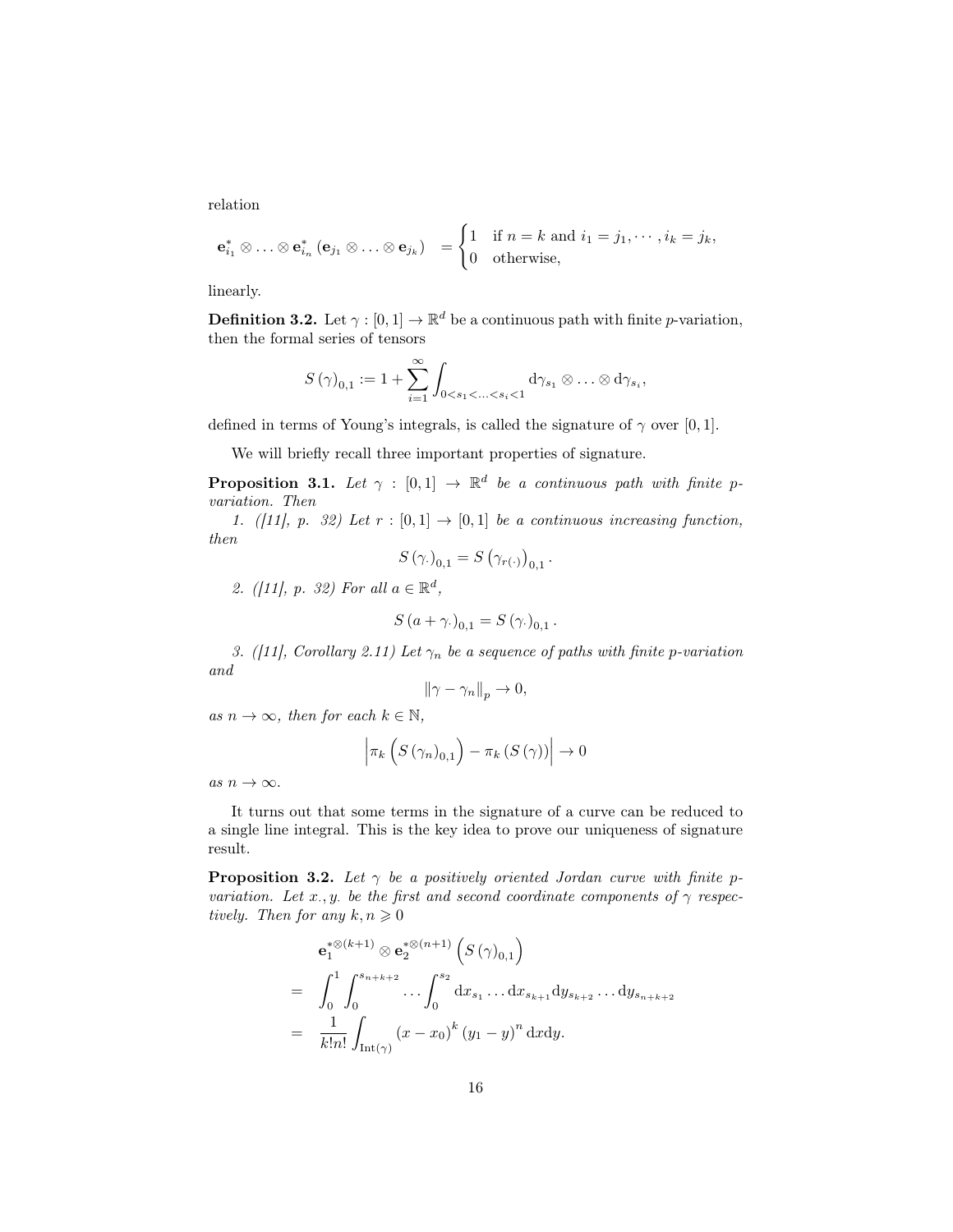relation

$$\mathbf{e}_{i_1}^* \otimes \ldots \otimes \mathbf{e}_{i_n}^* \left(\mathbf{e}_{j_1} \otimes \ldots \otimes \mathbf{e}_{j_k}\right) \quad = \begin{cases} 1 & \text{if } n = k \text{ and } i_1 = j_1, \cdots, i_k = j_k, \\ 0 & \text{otherwise,} \end{cases}$$

linearly.

**Definition 3.2.** Let $\gamma : [0,1] \to \mathbb{R}^d$ be a continuous path with finite $p$-variation, then the formal series of tensors

$$S(\gamma)_{0,1} := 1 + \sum_{i=1}^{\infty} \int_{0<s_1<\ldots<s_i<1} \mathrm{d}\gamma_{s_1} \otimes \ldots \otimes \mathrm{d}\gamma_{s_i},$$

defined in terms of Young's integrals, is called the signature of $\gamma$ over $[0,1]$.

We will briefly recall three important properties of signature.

**Proposition 3.1.** *Let $\gamma : [0,1] \to \mathbb{R}^d$ be a continuous path with finite $p$-variation. Then*

*1. ([11], p. 32) Let $r : [0,1] \to [0,1]$ be a continuous increasing function, then*

$$S(\gamma_\cdot)_{0,1} = S\left(\gamma_{r(\cdot)}\right)_{0,1}.$$

*2. ([11], p. 32) For all $a \in \mathbb{R}^d$,*

$$S(a + \gamma_\cdot)_{0,1} = S(\gamma_\cdot)_{0,1}.$$

*3. ([11], Corollary 2.11) Let $\gamma_n$ be a sequence of paths with finite $p$-variation and*

$$\|\gamma - \gamma_n\|_p \to 0,$$

*as $n \to \infty$, then for each $k \in \mathbb{N}$,*

$$\left|\pi_k\left(S(\gamma_n)_{0,1}\right) - \pi_k\left(S(\gamma)\right)\right| \to 0$$

*as $n \to \infty$.*

It turns out that some terms in the signature of a curve can be reduced to a single line integral. This is the key idea to prove our uniqueness of signature result.

**Proposition 3.2.** *Let $\gamma$ be a positively oriented Jordan curve with finite $p$-variation. Let $x_\cdot, y_\cdot$ be the first and second coordinate components of $\gamma$ respectively. Then for any $k, n \geqslant 0$*

$$\begin{aligned}
&\mathbf{e}_1^{*\otimes(k+1)} \otimes \mathbf{e}_2^{*\otimes(n+1)}\left(S(\gamma)_{0,1}\right) \\
= &\int_0^1 \int_0^{s_{n+k+2}} \ldots \int_0^{s_2} \mathrm{d}x_{s_1} \ldots \mathrm{d}x_{s_{k+1}} \mathrm{d}y_{s_{k+2}} \ldots \mathrm{d}y_{s_{n+k+2}} \\
= &\frac{1}{k!n!} \int_{\mathrm{Int}(\gamma)} (x - x_0)^k (y_1 - y)^n \, \mathrm{d}x \mathrm{d}y.
\end{aligned}$$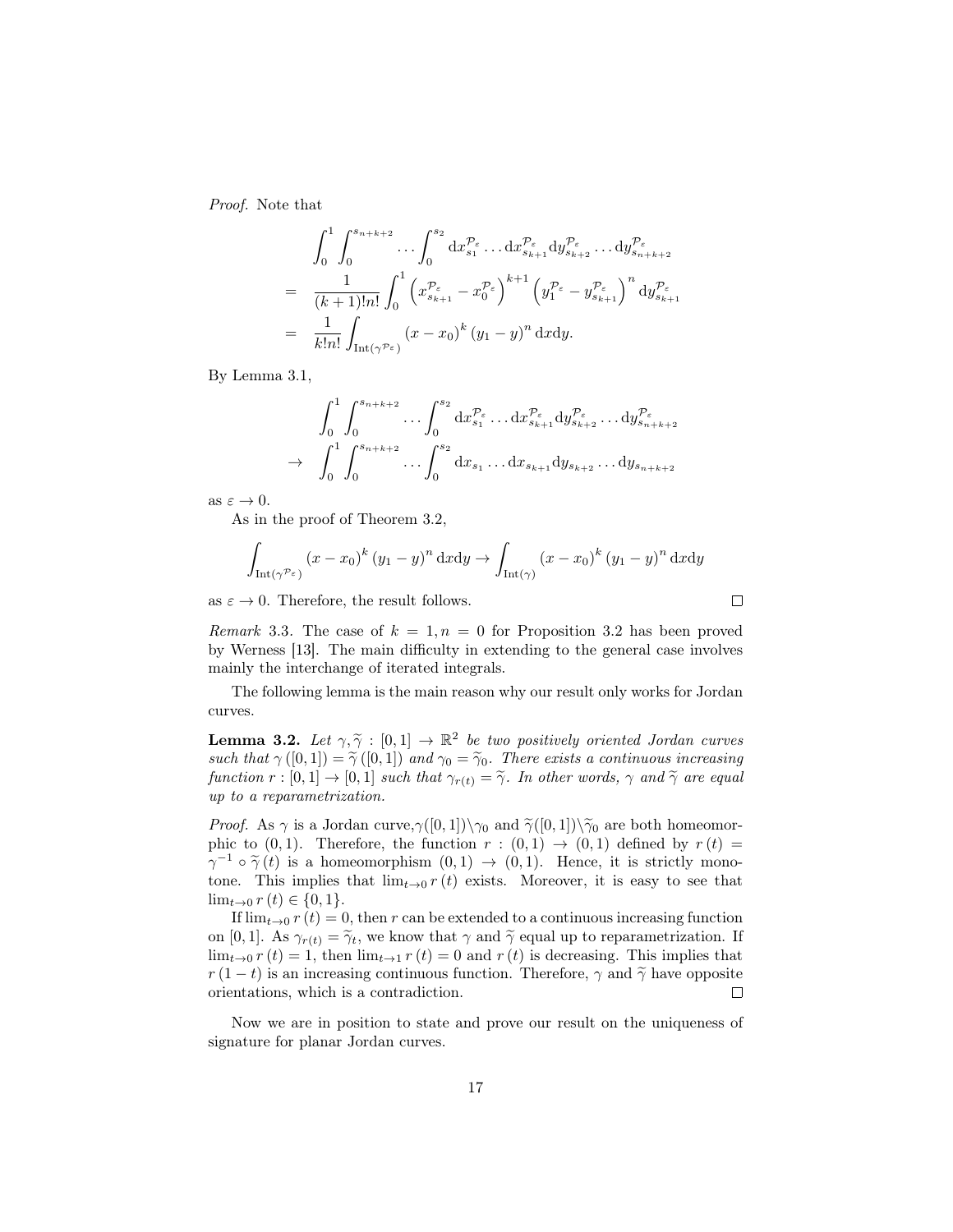*Proof.* Note that

$$
\begin{aligned}
& \int_0^1 \int_0^{s_{n+k+2}} \cdots \int_0^{s_2} \mathrm{d}x_{s_1}^{\mathcal{P}_\varepsilon} \ldots \mathrm{d}x_{s_{k+1}}^{\mathcal{P}_\varepsilon} \mathrm{d}y_{s_{k+2}}^{\mathcal{P}_\varepsilon} \ldots \mathrm{d}y_{s_{n+k+2}}^{\mathcal{P}_\varepsilon} \\
= \; & \frac{1}{(k+1)!n!} \int_0^1 \left( x_{s_{k+1}}^{\mathcal{P}_\varepsilon} - x_0^{\mathcal{P}_\varepsilon} \right)^{k+1} \left( y_1^{\mathcal{P}_\varepsilon} - y_{s_{k+1}}^{\mathcal{P}_\varepsilon} \right)^n \mathrm{d}y_{s_{k+1}}^{\mathcal{P}_\varepsilon} \\
= \; & \frac{1}{k!n!} \int_{\mathrm{Int}(\gamma^{\mathcal{P}_\varepsilon})} (x - x_0)^k (y_1 - y)^n \, \mathrm{d}x\mathrm{d}y.
\end{aligned}
$$

By Lemma 3.1,

$$
\begin{aligned}
& \int_0^1 \int_0^{s_{n+k+2}} \cdots \int_0^{s_2} \mathrm{d}x_{s_1}^{\mathcal{P}_\varepsilon} \ldots \mathrm{d}x_{s_{k+1}}^{\mathcal{P}_\varepsilon} \mathrm{d}y_{s_{k+2}}^{\mathcal{P}_\varepsilon} \ldots \mathrm{d}y_{s_{n+k+2}}^{\mathcal{P}_\varepsilon} \\
\to \; & \int_0^1 \int_0^{s_{n+k+2}} \cdots \int_0^{s_2} \mathrm{d}x_{s_1} \ldots \mathrm{d}x_{s_{k+1}} \mathrm{d}y_{s_{k+2}} \ldots \mathrm{d}y_{s_{n+k+2}}
\end{aligned}
$$

as $\varepsilon \to 0$.

As in the proof of Theorem 3.2,

$$
\int_{\mathrm{Int}(\gamma^{\mathcal{P}_\varepsilon})} (x - x_0)^k (y_1 - y)^n \, \mathrm{d}x\mathrm{d}y \to \int_{\mathrm{Int}(\gamma)} (x - x_0)^k (y_1 - y)^n \, \mathrm{d}x\mathrm{d}y
$$

as $\varepsilon \to 0$. Therefore, the result follows. $\square$

*Remark* 3.3. The case of $k = 1, n = 0$ for Proposition 3.2 has been proved by Werness [13]. The main difficulty in extending to the general case involves mainly the interchange of iterated integrals.

The following lemma is the main reason why our result only works for Jordan curves.

**Lemma 3.2.** *Let $\gamma, \widetilde{\gamma} : [0,1] \to \mathbb{R}^2$ be two positively oriented Jordan curves such that $\gamma([0,1]) = \widetilde{\gamma}([0,1])$ and $\gamma_0 = \widetilde{\gamma}_0$. There exists a continuous increasing function $r : [0,1] \to [0,1]$ such that $\gamma_{r(t)} = \widetilde{\gamma}$. In other words, $\gamma$ and $\widetilde{\gamma}$ are equal up to a reparametrization.*

*Proof.* As $\gamma$ is a Jordan curve,$\gamma([0,1]) \backslash \gamma_0$ and $\widetilde{\gamma}([0,1]) \backslash \widetilde{\gamma}_0$ are both homeomorphic to $(0,1)$. Therefore, the function $r : (0,1) \to (0,1)$ defined by $r(t) = \gamma^{-1} \circ \widetilde{\gamma}(t)$ is a homeomorphism $(0,1) \to (0,1)$. Hence, it is strictly monotone. This implies that $\lim_{t \to 0} r(t)$ exists. Moreover, it is easy to see that $\lim_{t \to 0} r(t) \in \{0,1\}$.

If $\lim_{t \to 0} r(t) = 0$, then $r$ can be extended to a continuous increasing function on $[0,1]$. As $\gamma_{r(t)} = \widetilde{\gamma}_t$, we know that $\gamma$ and $\widetilde{\gamma}$ equal up to reparametrization. If $\lim_{t \to 0} r(t) = 1$, then $\lim_{t \to 1} r(t) = 0$ and $r(t)$ is decreasing. This implies that $r(1-t)$ is an increasing continuous function. Therefore, $\gamma$ and $\widetilde{\gamma}$ have opposite orientations, which is a contradiction. $\square$

Now we are in position to state and prove our result on the uniqueness of signature for planar Jordan curves.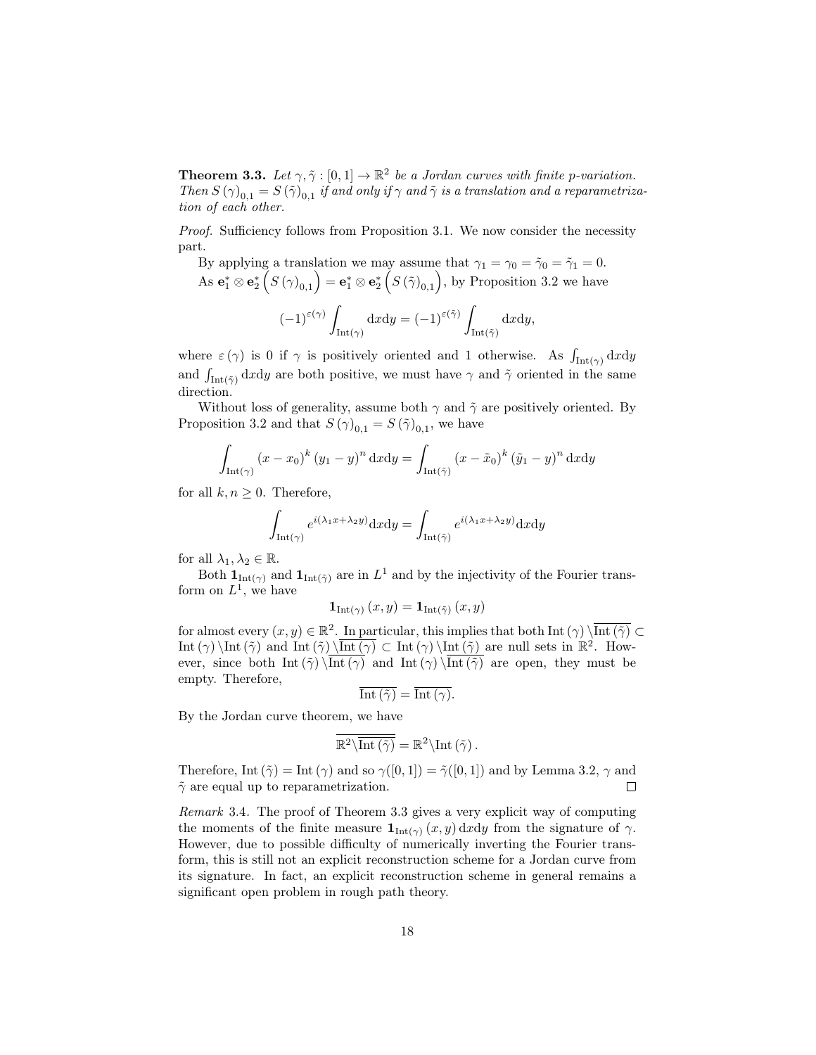**Theorem 3.3.** *Let $\gamma, \tilde{\gamma} : [0,1] \to \mathbb{R}^2$ be a Jordan curves with finite p-variation. Then $S(\gamma)_{0,1} = S(\tilde{\gamma})_{0,1}$ if and only if $\gamma$ and $\tilde{\gamma}$ is a translation and a reparametrization of each other.*

*Proof.* Sufficiency follows from Proposition 3.1. We now consider the necessity part.

By applying a translation we may assume that $\gamma_1 = \gamma_0 = \tilde{\gamma}_0 = \tilde{\gamma}_1 = 0$. As $\mathbf{e}_1^* \otimes \mathbf{e}_2^* \left( S(\gamma)_{0,1} \right) = \mathbf{e}_1^* \otimes \mathbf{e}_2^* \left( S(\tilde{\gamma})_{0,1} \right)$, by Proposition 3.2 we have

$$(-1)^{\varepsilon(\gamma)} \int_{\mathrm{Int}(\gamma)} \mathrm{d}x \mathrm{d}y = (-1)^{\varepsilon(\tilde{\gamma})} \int_{\mathrm{Int}(\tilde{\gamma})} \mathrm{d}x \mathrm{d}y,$$

where $\varepsilon(\gamma)$ is 0 if $\gamma$ is positively oriented and 1 otherwise. As $\int_{\mathrm{Int}(\gamma)} \mathrm{d}x\mathrm{d}y$ and $\int_{\mathrm{Int}(\tilde{\gamma})} \mathrm{d}x\mathrm{d}y$ are both positive, we must have $\gamma$ and $\tilde{\gamma}$ oriented in the same direction.

Without loss of generality, assume both $\gamma$ and $\tilde{\gamma}$ are positively oriented. By Proposition 3.2 and that $S(\gamma)_{0,1} = S(\tilde{\gamma})_{0,1}$, we have

$$\int_{\mathrm{Int}(\gamma)} (x - x_0)^k (y_1 - y)^n \, \mathrm{d}x \mathrm{d}y = \int_{\mathrm{Int}(\tilde{\gamma})} (x - \tilde{x}_0)^k (\tilde{y}_1 - y)^n \, \mathrm{d}x \mathrm{d}y$$

for all $k, n \geq 0$. Therefore,

$$\int_{\mathrm{Int}(\gamma)} e^{i(\lambda_1 x + \lambda_2 y)} \mathrm{d}x \mathrm{d}y = \int_{\mathrm{Int}(\tilde{\gamma})} e^{i(\lambda_1 x + \lambda_2 y)} \mathrm{d}x \mathrm{d}y$$

for all $\lambda_1, \lambda_2 \in \mathbb{R}$.

Both $\mathbf{1}_{\mathrm{Int}(\gamma)}$ and $\mathbf{1}_{\mathrm{Int}(\tilde{\gamma})}$ are in $L^1$ and by the injectivity of the Fourier transform on $L^1$, we have

$$\mathbf{1}_{\mathrm{Int}(\gamma)}(x, y) = \mathbf{1}_{\mathrm{Int}(\tilde{\gamma})}(x, y)$$

for almost every $(x, y) \in \mathbb{R}^2$. In particular, this implies that both $\mathrm{Int}(\gamma) \setminus \overline{\mathrm{Int}(\tilde{\gamma})} \subset \mathrm{Int}(\gamma) \setminus \mathrm{Int}(\tilde{\gamma})$ and $\mathrm{Int}(\tilde{\gamma}) \setminus \overline{\mathrm{Int}(\gamma)} \subset \mathrm{Int}(\gamma) \setminus \mathrm{Int}(\tilde{\gamma})$ are null sets in $\mathbb{R}^2$. However, since both $\mathrm{Int}(\tilde{\gamma}) \setminus \overline{\mathrm{Int}(\gamma)}$ and $\mathrm{Int}(\gamma) \setminus \overline{\mathrm{Int}(\tilde{\gamma})}$ are open, they must be empty. Therefore,

$$\overline{\mathrm{Int}(\tilde{\gamma})} = \overline{\mathrm{Int}(\gamma)}.$$

By the Jordan curve theorem, we have

$$\overline{\mathbb{R}^2 \setminus \overline{\mathrm{Int}(\tilde{\gamma})}} = \mathbb{R}^2 \setminus \mathrm{Int}(\tilde{\gamma}).$$

Therefore, $\mathrm{Int}(\tilde{\gamma}) = \mathrm{Int}(\gamma)$ and so $\gamma([0,1]) = \tilde{\gamma}([0,1])$ and by Lemma 3.2, $\gamma$ and $\tilde{\gamma}$ are equal up to reparametrization. $\square$

*Remark* 3.4. The proof of Theorem 3.3 gives a very explicit way of computing the moments of the finite measure $\mathbf{1}_{\mathrm{Int}(\gamma)}(x, y) \, \mathrm{d}x\mathrm{d}y$ from the signature of $\gamma$. However, due to possible difficulty of numerically inverting the Fourier transform, this is still not an explicit reconstruction scheme for a Jordan curve from its signature. In fact, an explicit reconstruction scheme in general remains a significant open problem in rough path theory.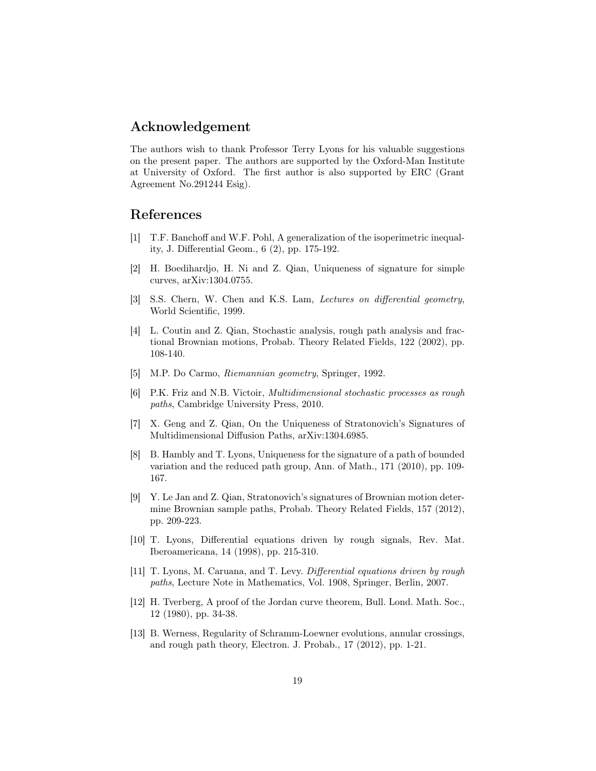## Acknowledgement

The authors wish to thank Professor Terry Lyons for his valuable suggestions on the present paper. The authors are supported by the Oxford-Man Institute at University of Oxford. The first author is also supported by ERC (Grant Agreement No.291244 Esig).

## References

[1] T.F. Banchoff and W.F. Pohl, A generalization of the isoperimetric inequality, J. Differential Geom., 6 (2), pp. 175-192.

[2] H. Boedihardjo, H. Ni and Z. Qian, Uniqueness of signature for simple curves, arXiv:1304.0755.

[3] S.S. Chern, W. Chen and K.S. Lam, *Lectures on differential geometry*, World Scientific, 1999.

[4] L. Coutin and Z. Qian, Stochastic analysis, rough path analysis and fractional Brownian motions, Probab. Theory Related Fields, 122 (2002), pp. 108-140.

[5] M.P. Do Carmo, *Riemannian geometry*, Springer, 1992.

[6] P.K. Friz and N.B. Victoir, *Multidimensional stochastic processes as rough paths*, Cambridge University Press, 2010.

[7] X. Geng and Z. Qian, On the Uniqueness of Stratonovich's Signatures of Multidimensional Diffusion Paths, arXiv:1304.6985.

[8] B. Hambly and T. Lyons, Uniqueness for the signature of a path of bounded variation and the reduced path group, Ann. of Math., 171 (2010), pp. 109-167.

[9] Y. Le Jan and Z. Qian, Stratonovich's signatures of Brownian motion determine Brownian sample paths, Probab. Theory Related Fields, 157 (2012), pp. 209-223.

[10] T. Lyons, Differential equations driven by rough signals, Rev. Mat. Iberoamericana, 14 (1998), pp. 215-310.

[11] T. Lyons, M. Caruana, and T. Levy. *Differential equations driven by rough paths*, Lecture Note in Mathematics, Vol. 1908, Springer, Berlin, 2007.

[12] H. Tverberg, A proof of the Jordan curve theorem, Bull. Lond. Math. Soc., 12 (1980), pp. 34-38.

[13] B. Werness, Regularity of Schramm-Loewner evolutions, annular crossings, and rough path theory, Electron. J. Probab., 17 (2012), pp. 1-21.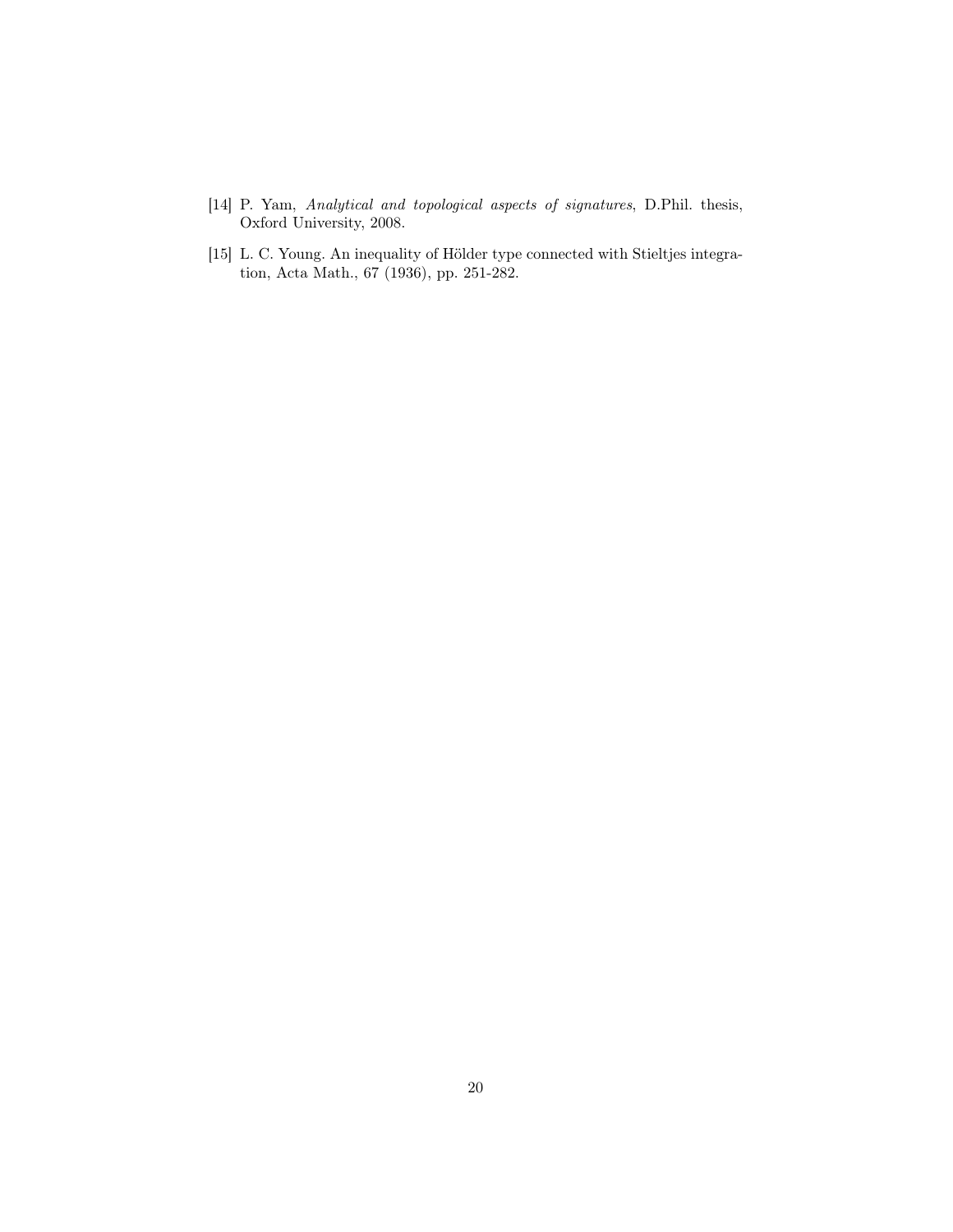[14] P. Yam, *Analytical and topological aspects of signatures*, D.Phil. thesis, Oxford University, 2008.

[15] L. C. Young. An inequality of Hölder type connected with Stieltjes integration, Acta Math., 67 (1936), pp. 251-282.